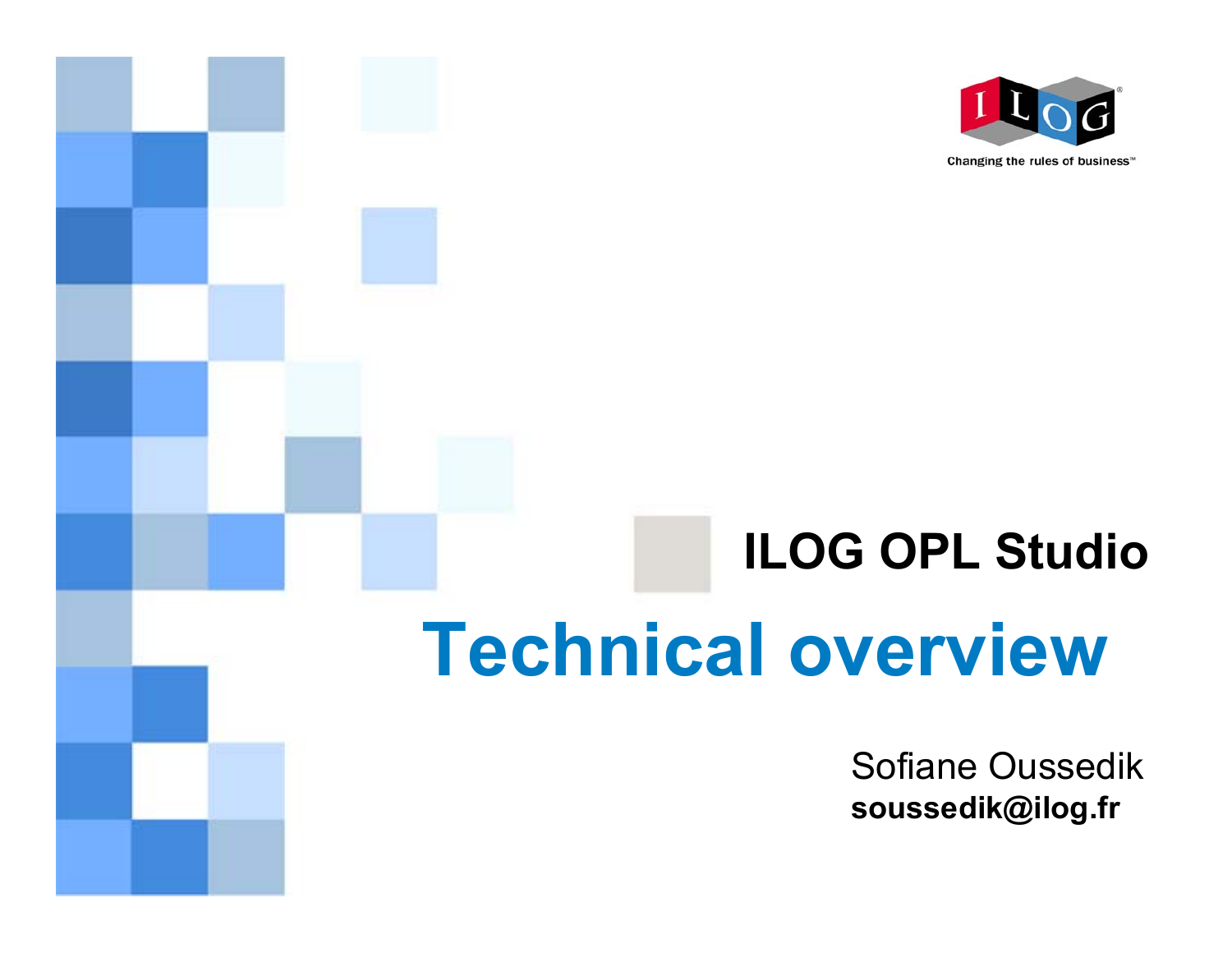# ILOG OPL Studio

# Technical overview

Sofiane Oussedik

**soussedik@ilog.fr**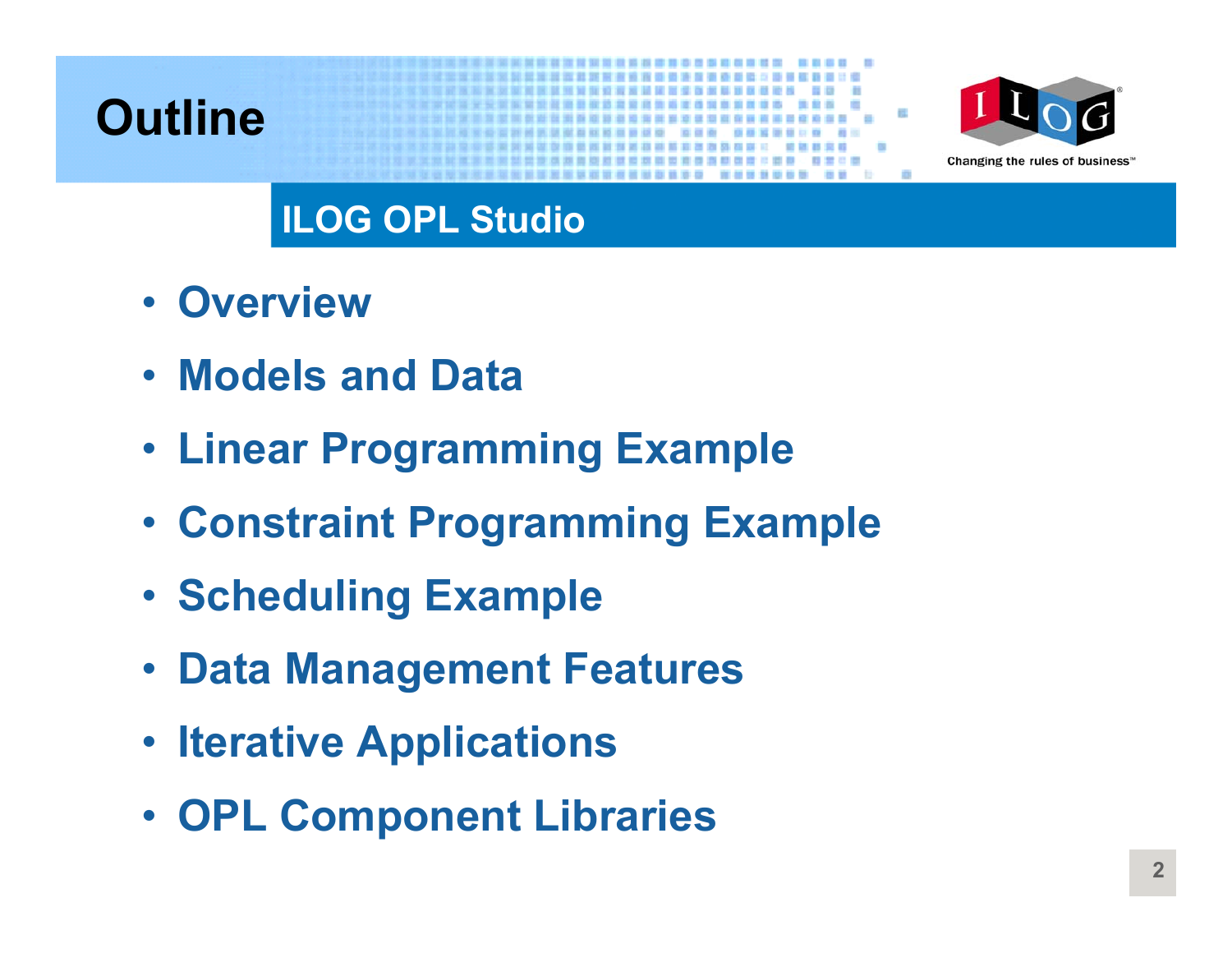# Outline

## ILOG OPL Studio

- Overview
- Models and Data
- Linear Programming Example
- Constraint Programming Example
- Scheduling Example
- Data Management Features
- Iterative Applications
- OPL Component Libraries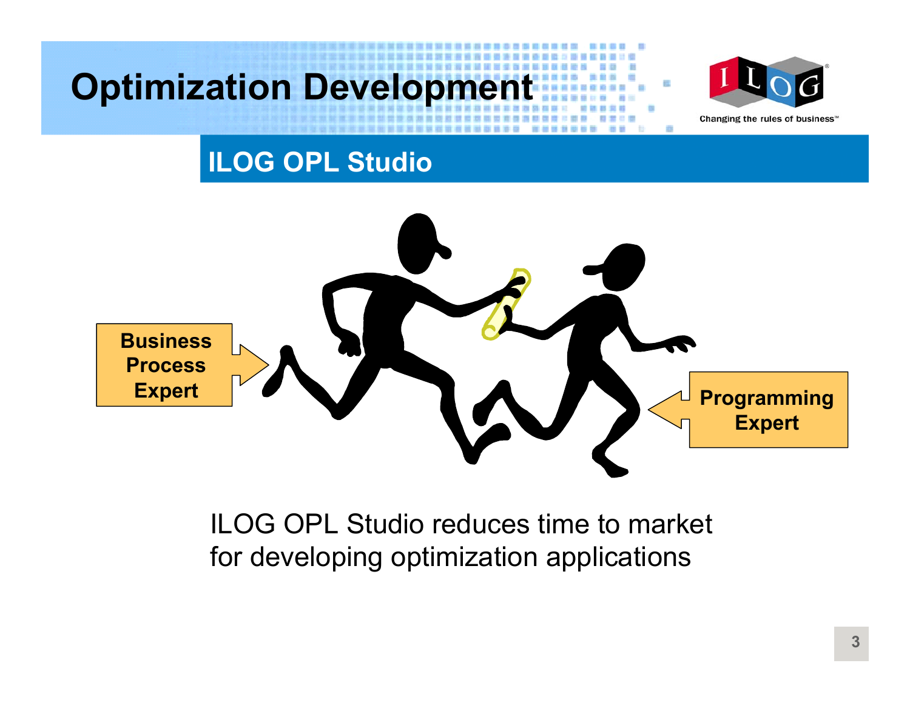# Optimization Development

## ILOG OPL Studio

Business Process Expert

Programming Expert

ILOG OPL Studio reduces time to market for developing optimization applications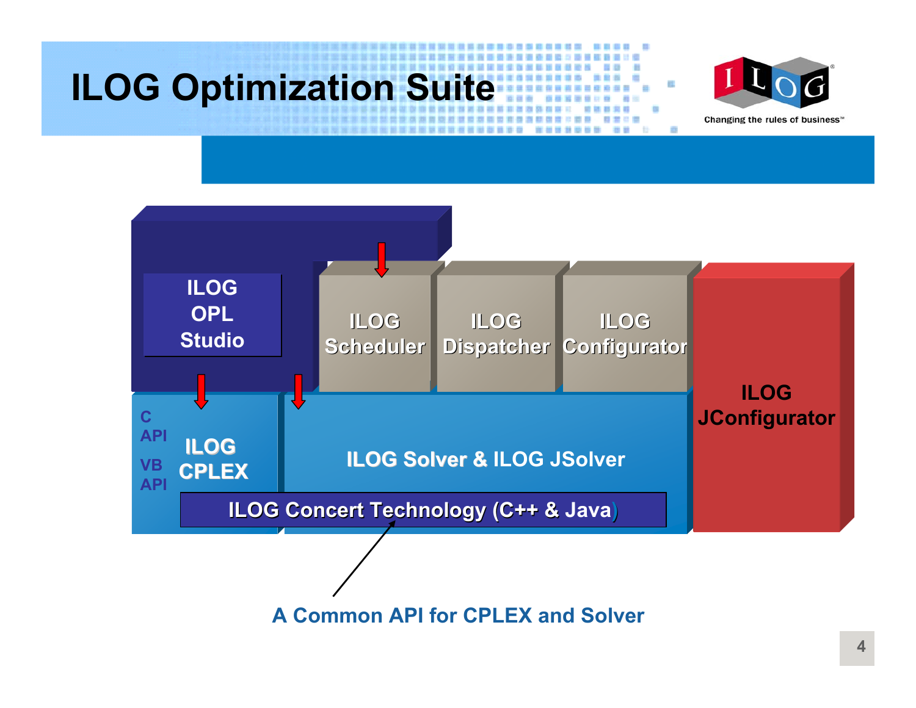# ILOG Optimization Suite

ILOG OPL Studio

ILOG Scheduler

ILOG Dispatcher

ILOG Configurator

C API

VB API

ILOG CPLEX

ILOG Solver & ILOG JSolver

ILOG Concert Technology (C++ & Java)

ILOG JConfigurator

A Common API for CPLEX and Solver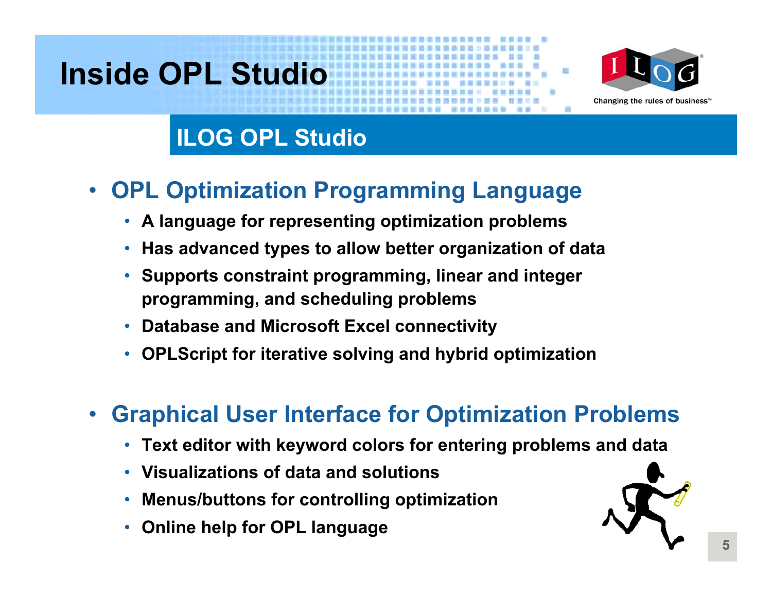# Inside OPL Studio

## ILOG OPL Studio

- **OPL Optimization Programming Language**
  - **A language for representing optimization problems**
  - **Has advanced types to allow better organization of data**
  - **Supports constraint programming, linear and integer programming, and scheduling problems**
  - **Database and Microsoft Excel connectivity**
  - **OPLScript for iterative solving and hybrid optimization**

- **Graphical User Interface for Optimization Problems**
  - **Text editor with keyword colors for entering problems and data**
  - **Visualizations of data and solutions**
  - **Menus/buttons for controlling optimization**
  - **Online help for OPL language**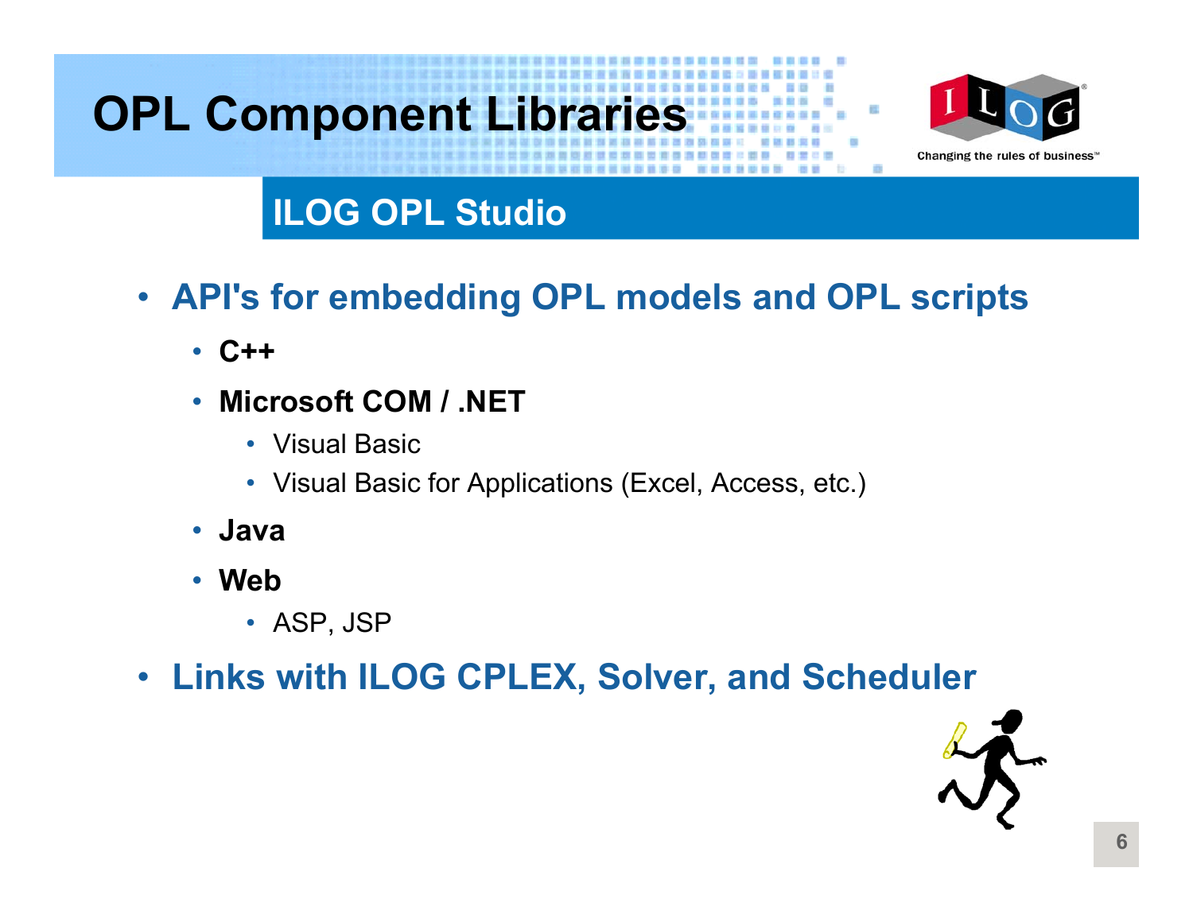# OPL Component Libraries

## ILOG OPL Studio

- **API's for embedding OPL models and OPL scripts**
  - **C++**
  - **Microsoft COM / .NET**
    - Visual Basic
    - Visual Basic for Applications (Excel, Access, etc.)
  - **Java**
  - **Web**
    - ASP, JSP
- **Links with ILOG CPLEX, Solver, and Scheduler**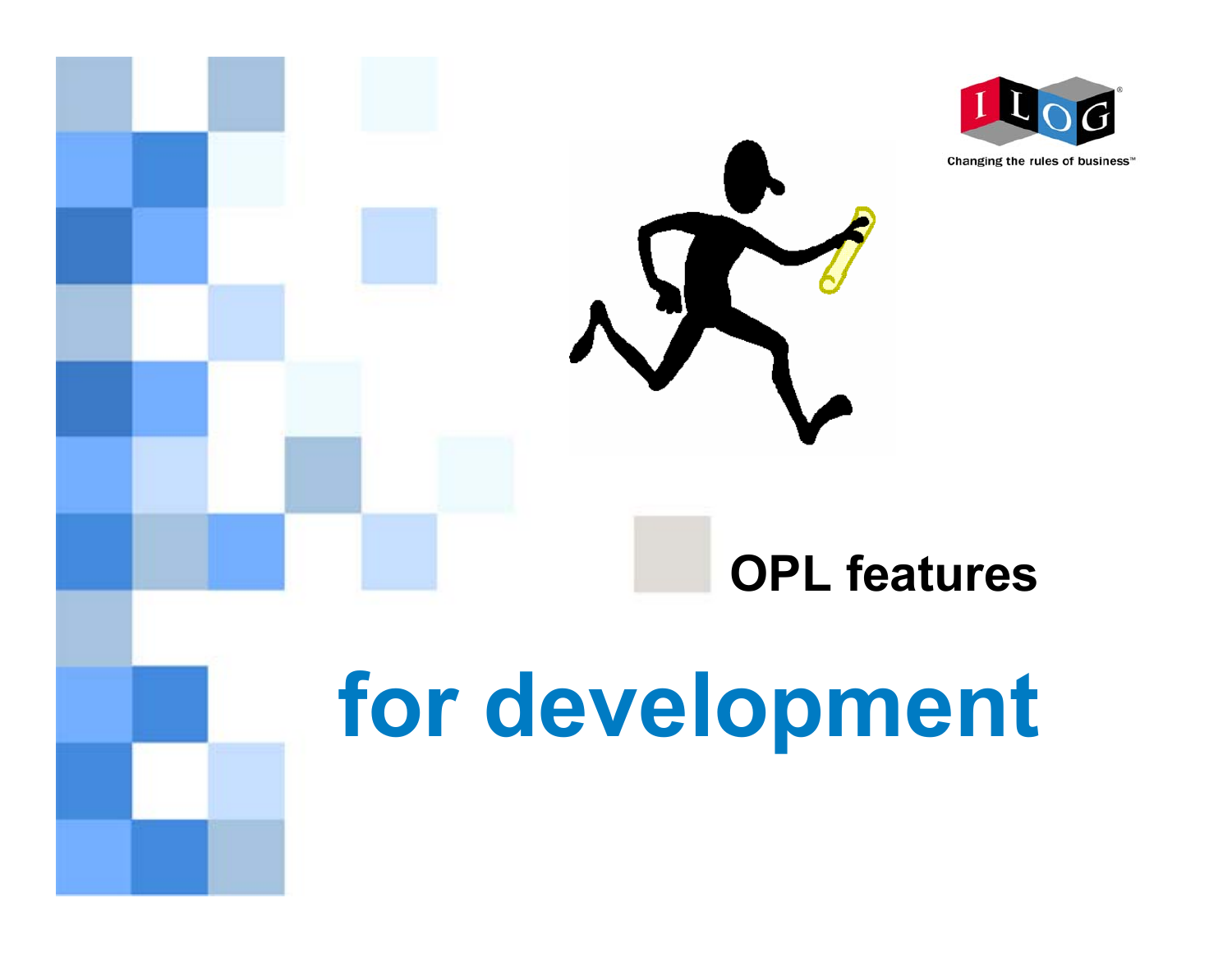# OPL features

# for development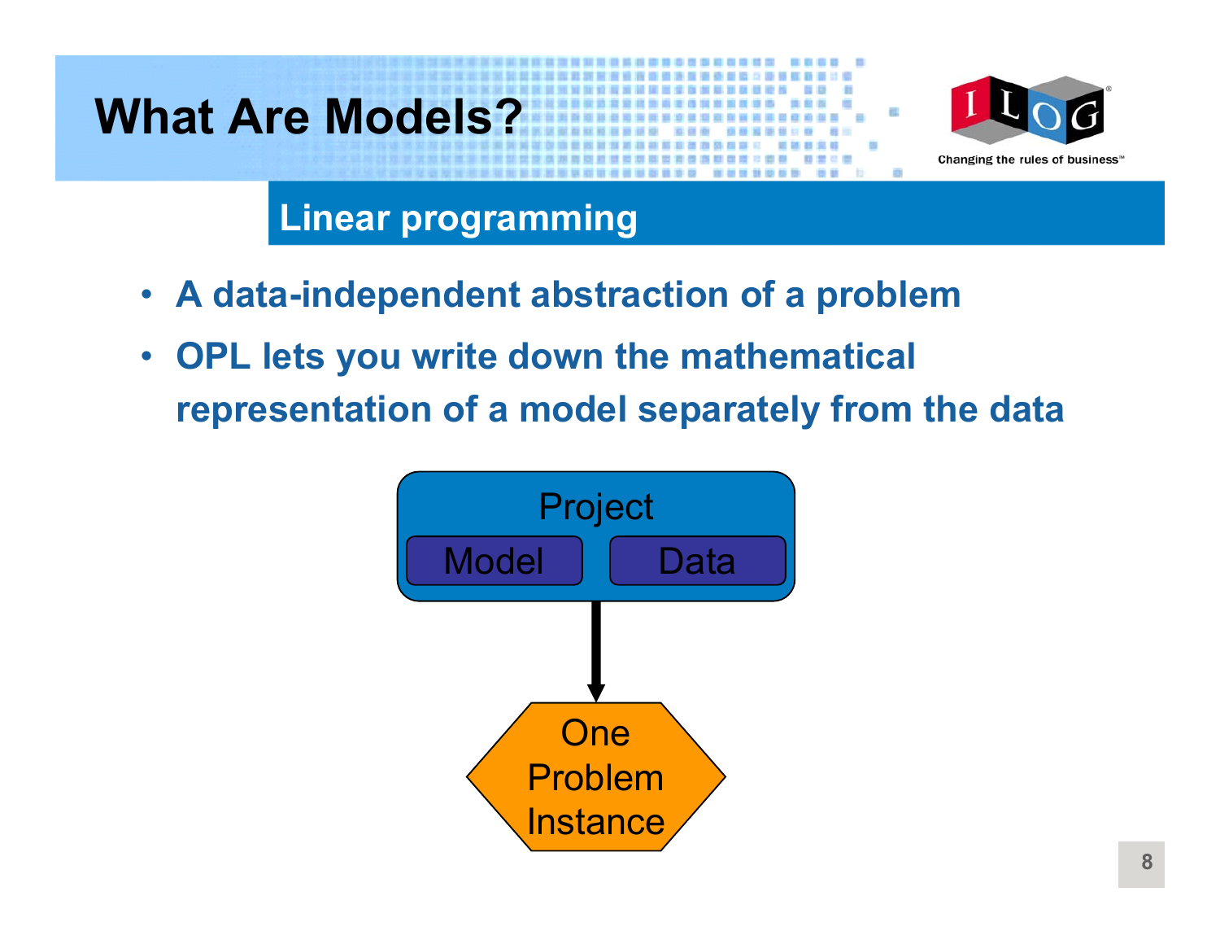# What Are Models?

## Linear programming

- **A data-independent abstraction of a problem**
- **OPL lets you write down the mathematical representation of a model separately from the data**

Project

Model | Data

↓

One Problem Instance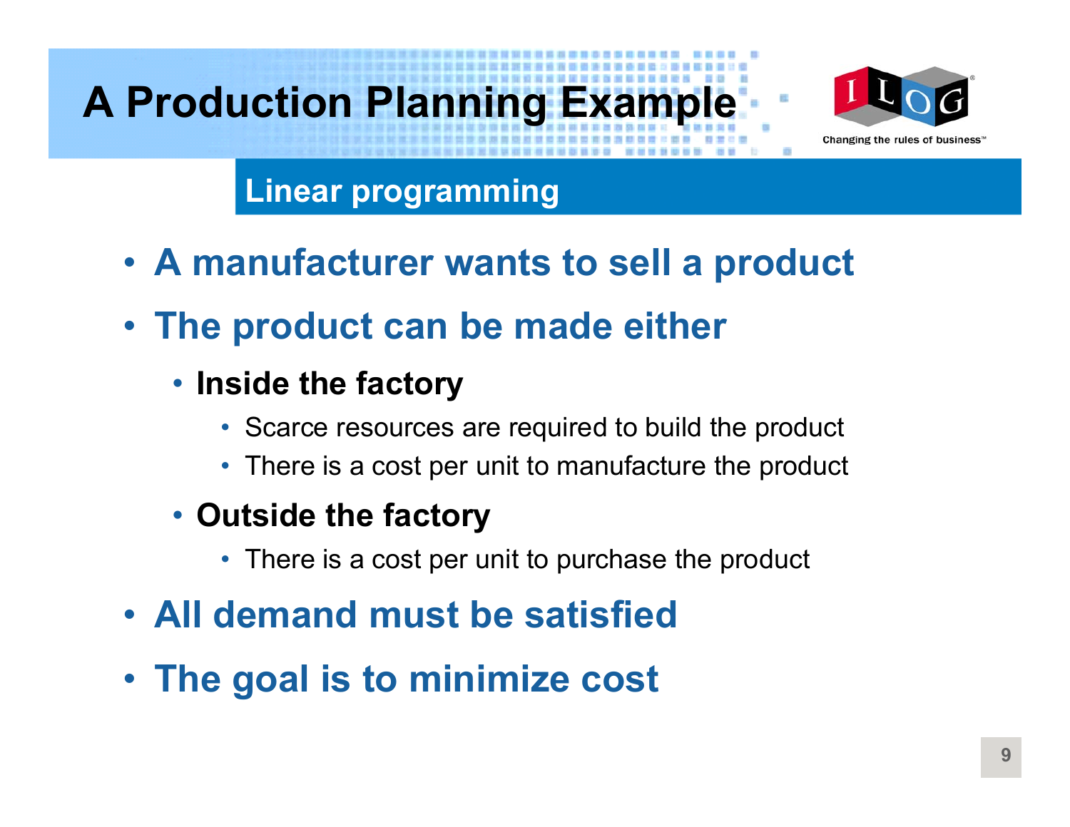# A Production Planning Example

## Linear programming

- **A manufacturer wants to sell a product**
- **The product can be made either**
  - **Inside the factory**
    - Scarce resources are required to build the product
    - There is a cost per unit to manufacture the product
  - **Outside the factory**
    - There is a cost per unit to purchase the product
- **All demand must be satisfied**
- **The goal is to minimize cost**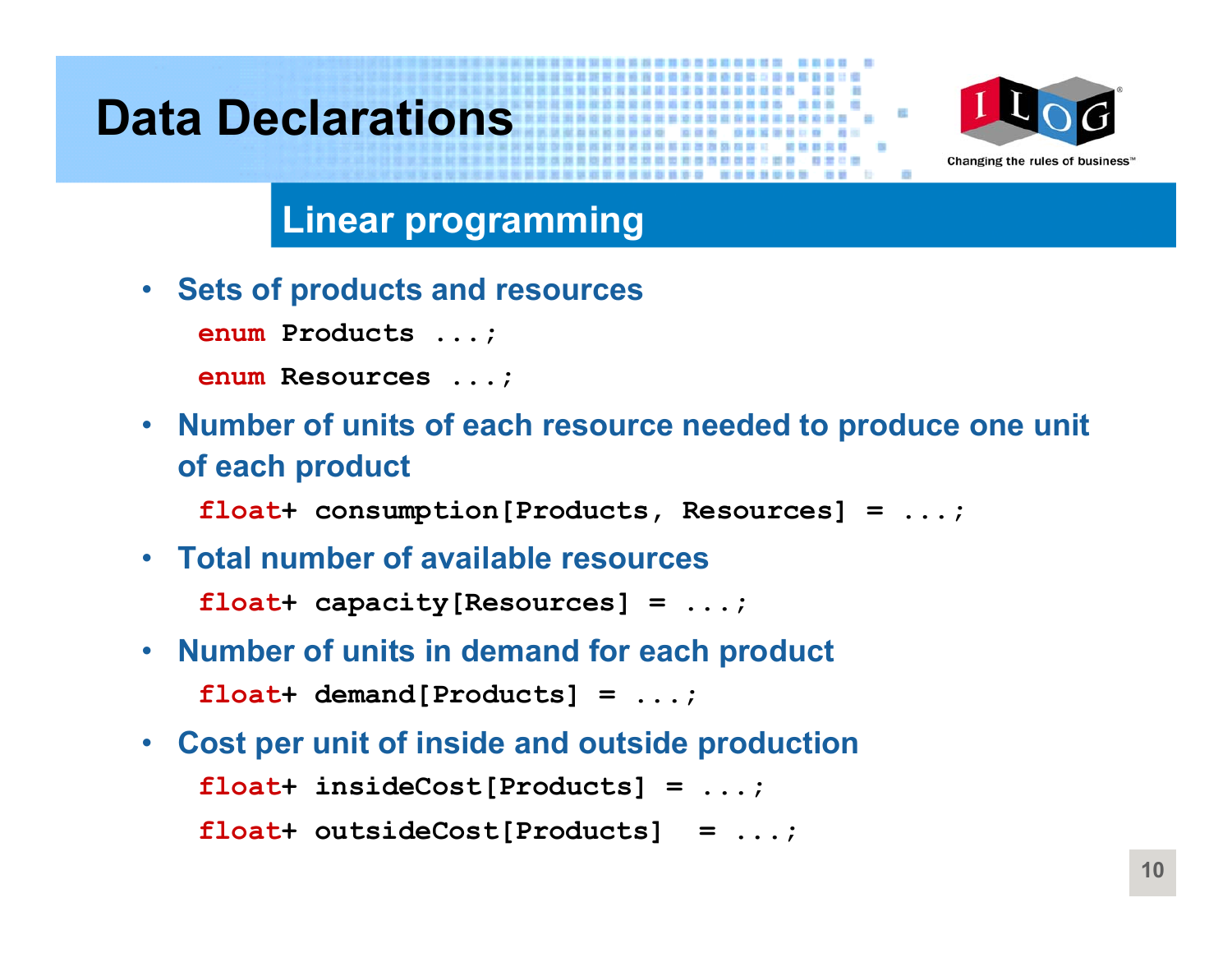# Data Declarations

## Linear programming

- **Sets of products and resources**

```
enum Products ...;
enum Resources ...;
```

- **Number of units of each resource needed to produce one unit of each product**

```
float+ consumption[Products, Resources] = ...;
```

- **Total number of available resources**

```
float+ capacity[Resources] = ...;
```

- **Number of units in demand for each product**

```
float+ demand[Products] = ...;
```

- **Cost per unit of inside and outside production**

```
float+ insideCost[Products] = ...;
float+ outsideCost[Products]  = ...;
```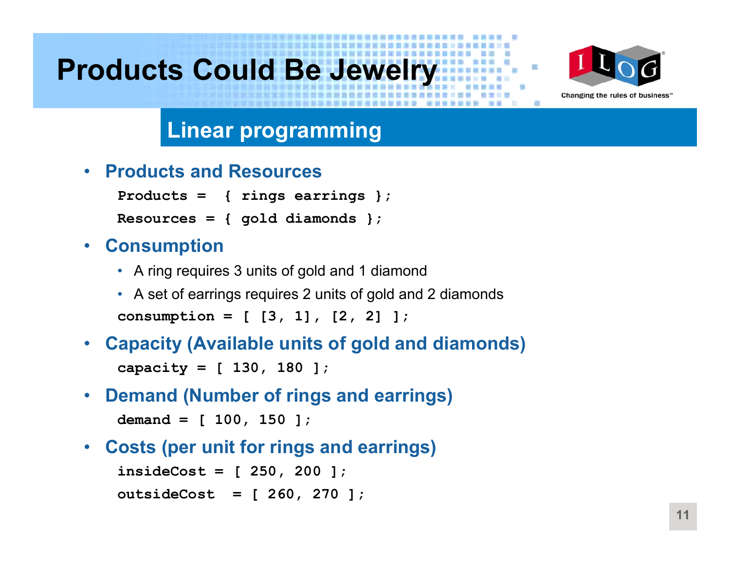# Products Could Be Jewelry

## Linear programming

- **Products and Resources**

```
Products =  { rings earrings };
Resources = { gold diamonds };
```

- **Consumption**
  - A ring requires 3 units of gold and 1 diamond
  - A set of earrings requires 2 units of gold and 2 diamonds

```
consumption = [ [3, 1], [2, 2] ];
```

- **Capacity (Available units of gold and diamonds)**

```
capacity = [ 130, 180 ];
```

- **Demand (Number of rings and earrings)**

```
demand = [ 100, 150 ];
```

- **Costs (per unit for rings and earrings)**

```
insideCost = [ 250, 200 ];
outsideCost  = [ 260, 270 ];
```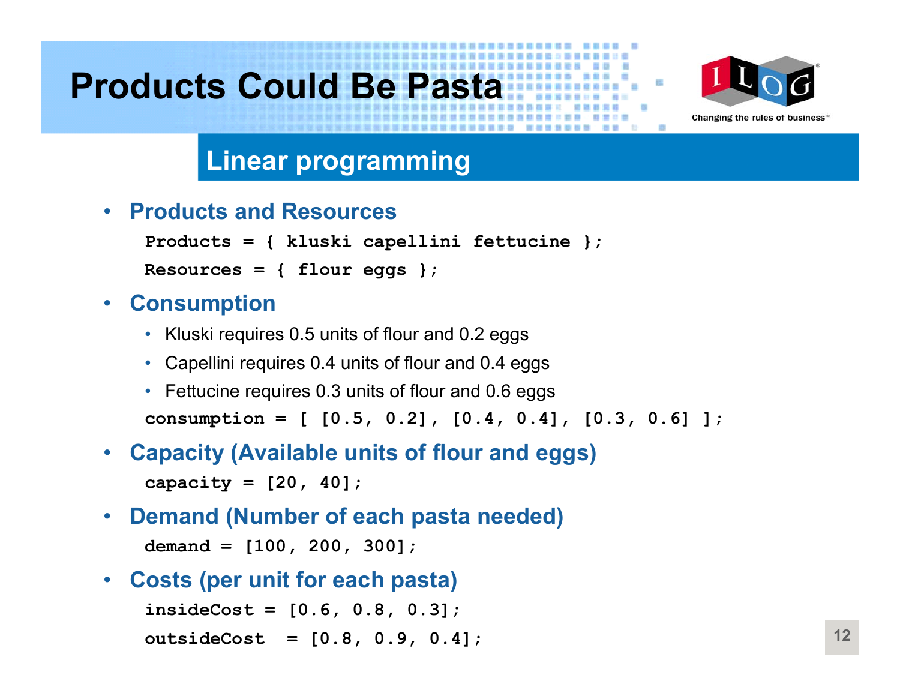# Products Could Be Pasta

## Linear programming

- **Products and Resources**

```
Products = { kluski capellini fettucine };
Resources = { flour eggs };
```

- **Consumption**
  - Kluski requires 0.5 units of flour and 0.2 eggs
  - Capellini requires 0.4 units of flour and 0.4 eggs
  - Fettucine requires 0.3 units of flour and 0.6 eggs

```
consumption = [ [0.5, 0.2], [0.4, 0.4], [0.3, 0.6] ];
```

- **Capacity (Available units of flour and eggs)**

```
capacity = [20, 40];
```

- **Demand (Number of each pasta needed)**

```
demand = [100, 200, 300];
```

- **Costs (per unit for each pasta)**

```
insideCost = [0.6, 0.8, 0.3];
outsideCost  = [0.8, 0.9, 0.4];
```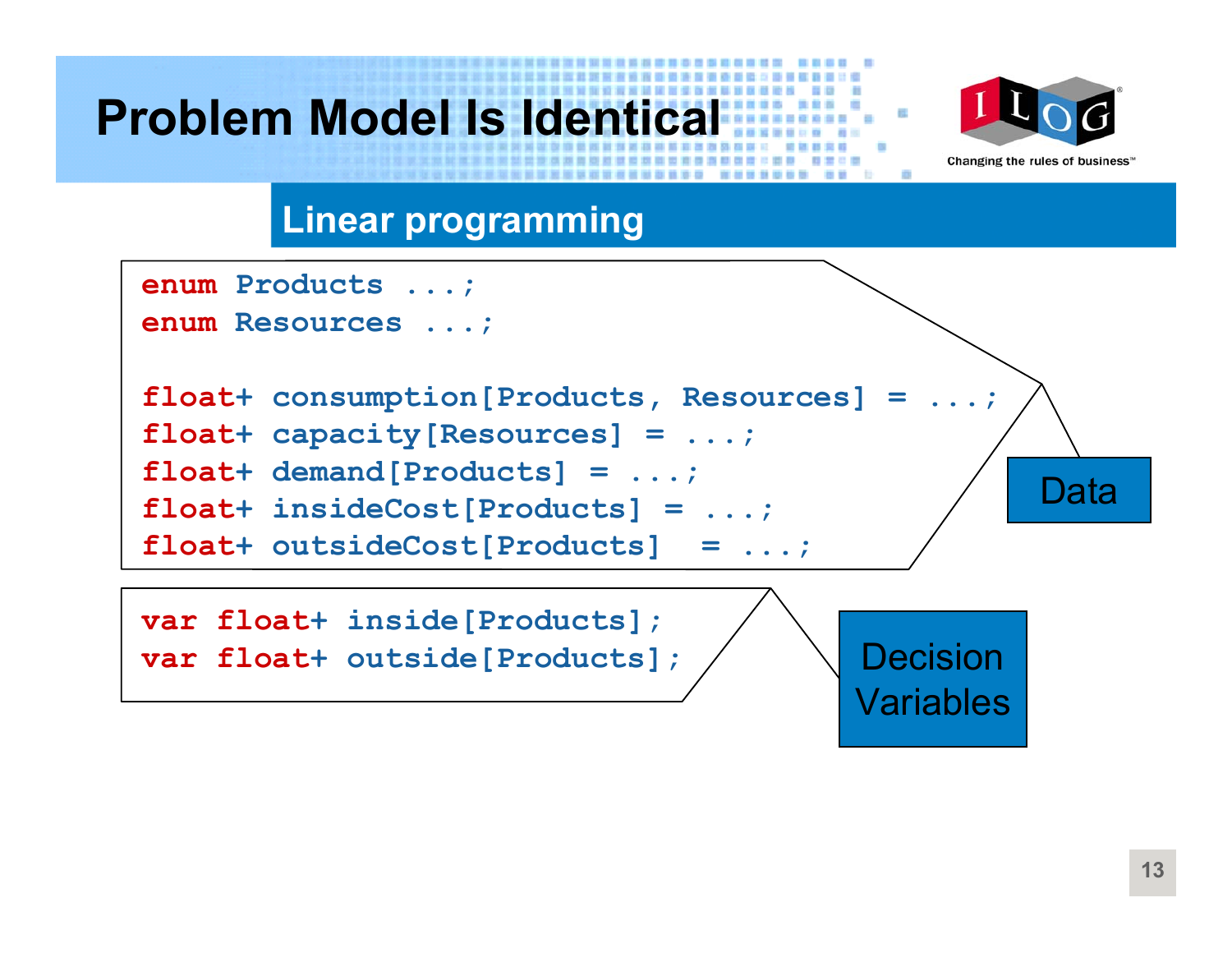# Problem Model Is Identical

## Linear programming

```
enum Products ...;
enum Resources ...;

float+ consumption[Products, Resources] = ...;
float+ capacity[Resources] = ...;
float+ demand[Products] = ...;
float+ insideCost[Products] = ...;
float+ outsideCost[Products]  = ...;
```

Data

```
var float+ inside[Products];
var float+ outside[Products];
```

Decision Variables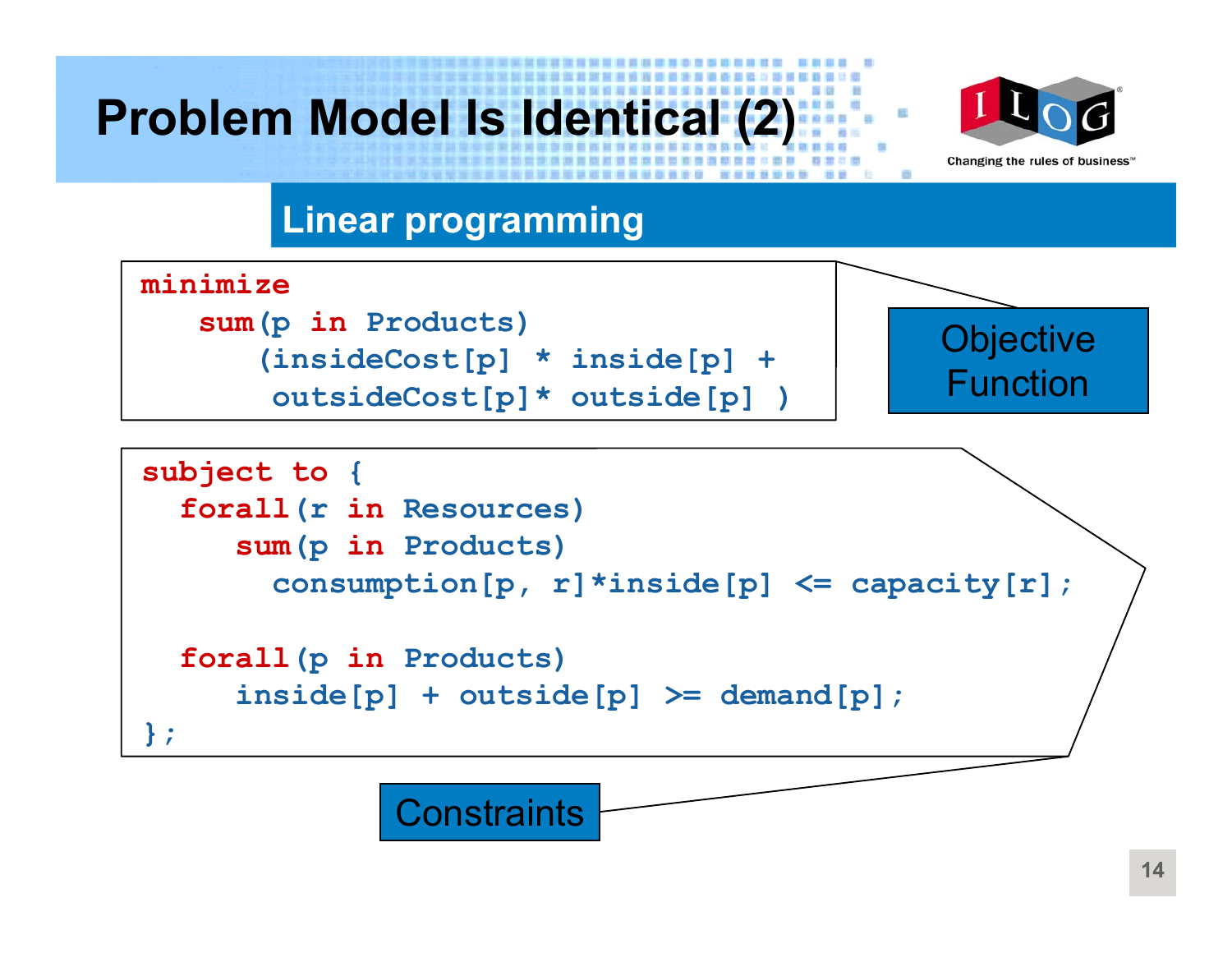# Problem Model Is Identical (2)

## Linear programming

```
minimize
   sum(p in Products)
      (insideCost[p] * inside[p] +
       outsideCost[p]* outside[p] )
```

Objective Function

```
subject to {
  forall(r in Resources)
     sum(p in Products)
       consumption[p, r]*inside[p] <= capacity[r];

  forall(p in Products)
     inside[p] + outside[p] >= demand[p];
};
```

Constraints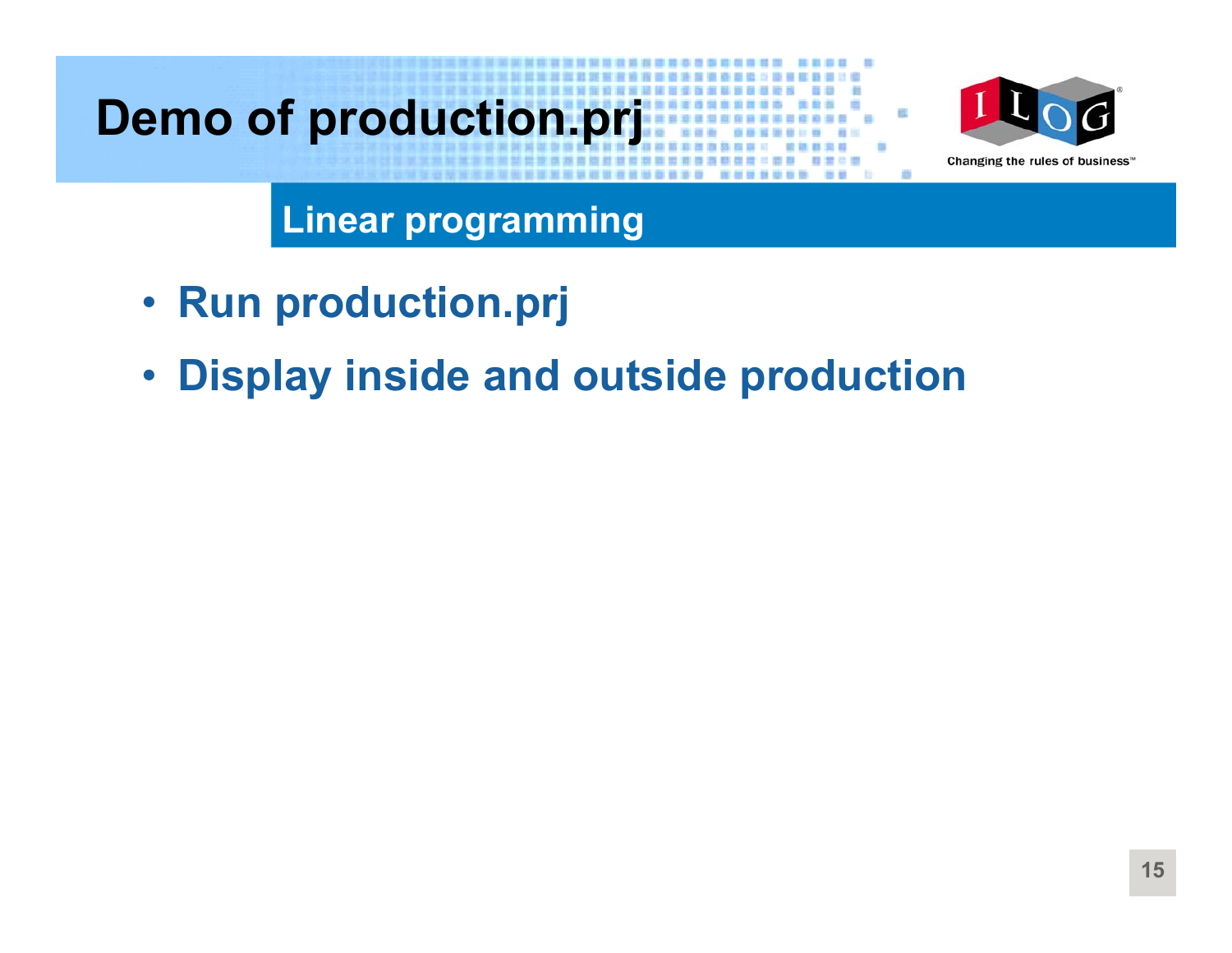# Demo of production.prj

## Linear programming

- Run production.prj
- Display inside and outside production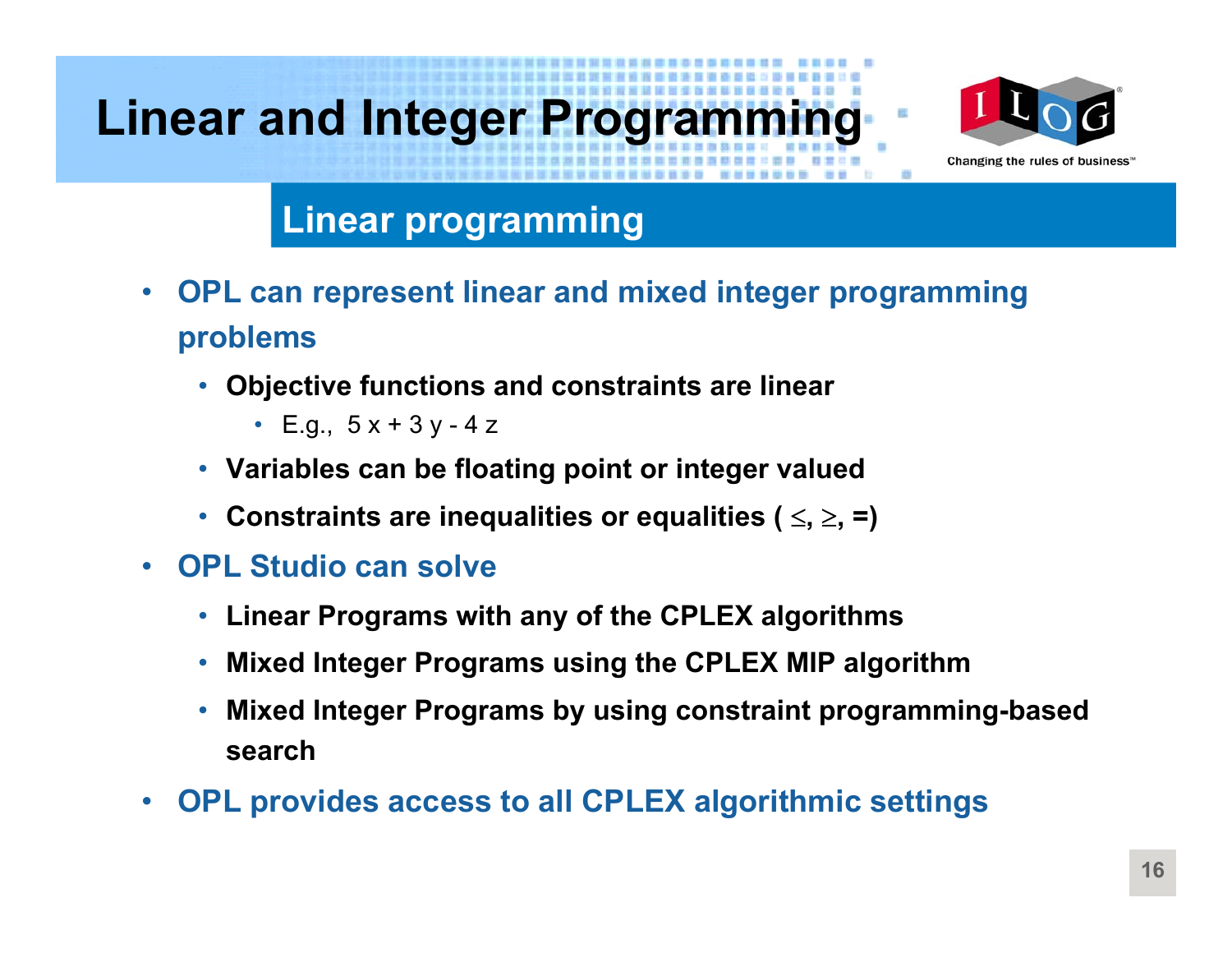# Linear and Integer Programming

## Linear programming

- **OPL can represent linear and mixed integer programming problems**
  - **Objective functions and constraints are linear**
    - E.g., $5x + 3y - 4z$
  - **Variables can be floating point or integer valued**
  - **Constraints are inequalities or equalities ( $\leq$, $\geq$, =)**
- **OPL Studio can solve**
  - **Linear Programs with any of the CPLEX algorithms**
  - **Mixed Integer Programs using the CPLEX MIP algorithm**
  - **Mixed Integer Programs by using constraint programming-based search**
- **OPL provides access to all CPLEX algorithmic settings**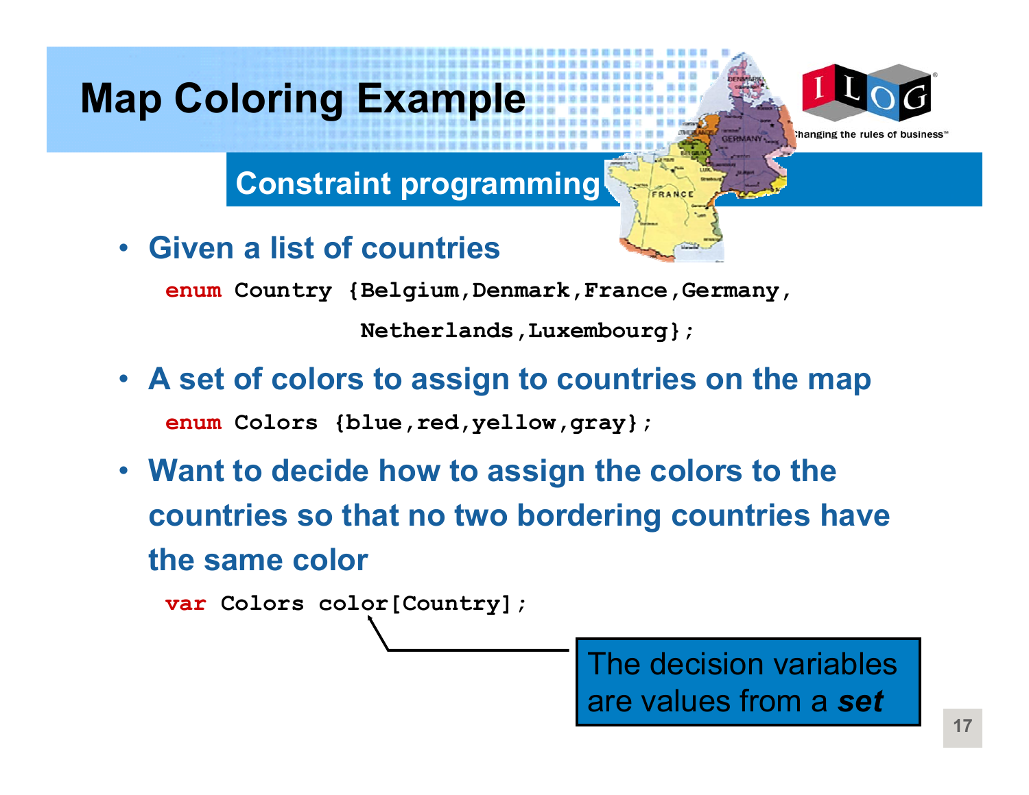# Map Coloring Example

## Constraint programming

- Given a list of countries

```
enum Country {Belgium,Denmark,France,Germany,
              Netherlands,Luxembourg};
```

- A set of colors to assign to countries on the map

```
enum Colors {blue,red,yellow,gray};
```

- Want to decide how to assign the colors to the countries so that no two bordering countries have the same color

```
var Colors color[Country];
```

The decision variables are values from a ***set***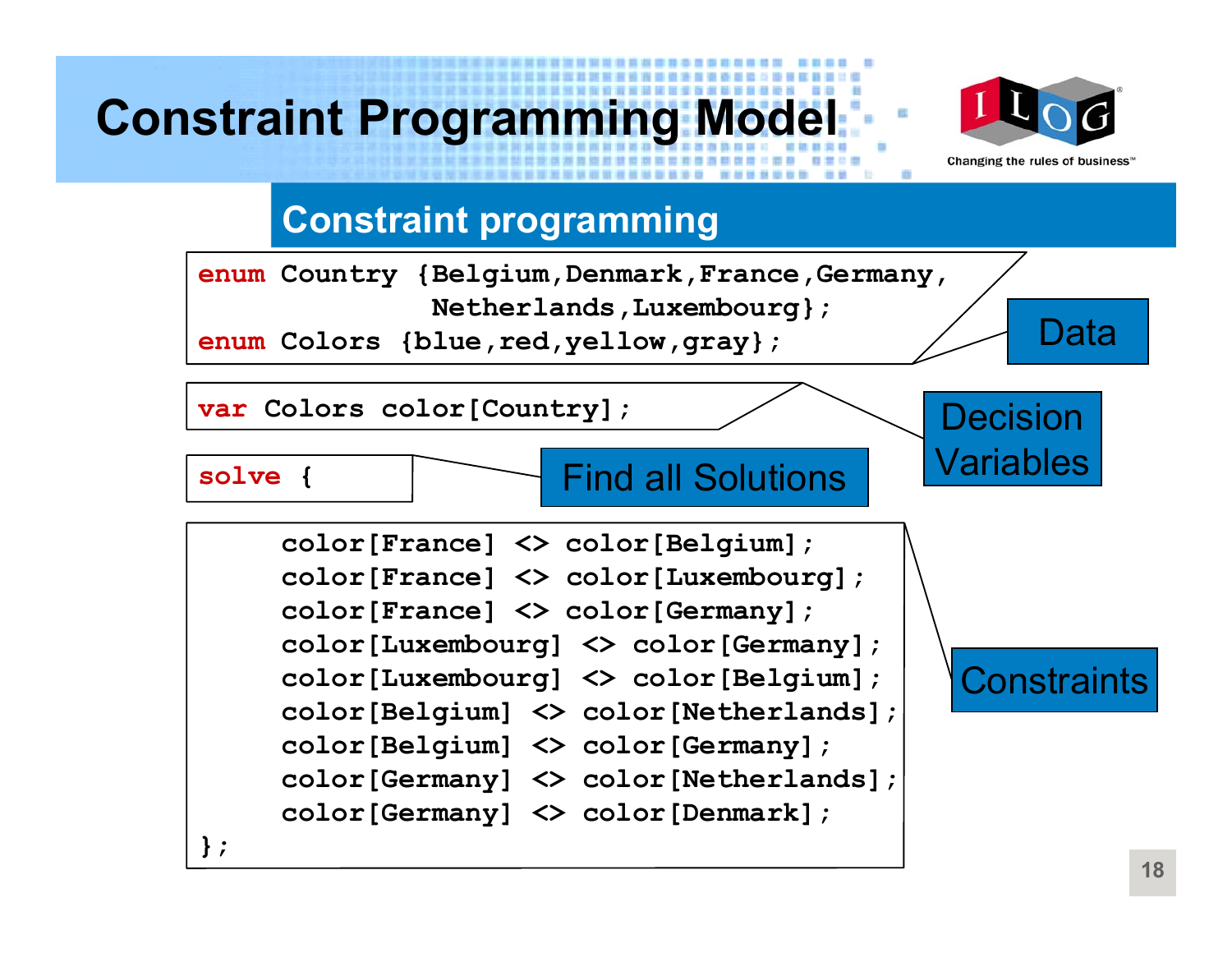# Constraint Programming Model

## Constraint programming

```
enum Country {Belgium,Denmark,France,Germany,
              Netherlands,Luxembourg};
enum Colors {blue,red,yellow,gray};
```

Data

```
var Colors color[Country];
```

Decision Variables

```
solve {
```

Find all Solutions

```
     color[France] <> color[Belgium];
     color[France] <> color[Luxembourg];
     color[France] <> color[Germany];
     color[Luxembourg] <> color[Germany];
     color[Luxembourg] <> color[Belgium];
     color[Belgium] <> color[Netherlands];
     color[Belgium] <> color[Germany];
     color[Germany] <> color[Netherlands];
     color[Germany] <> color[Denmark];
};
```

Constraints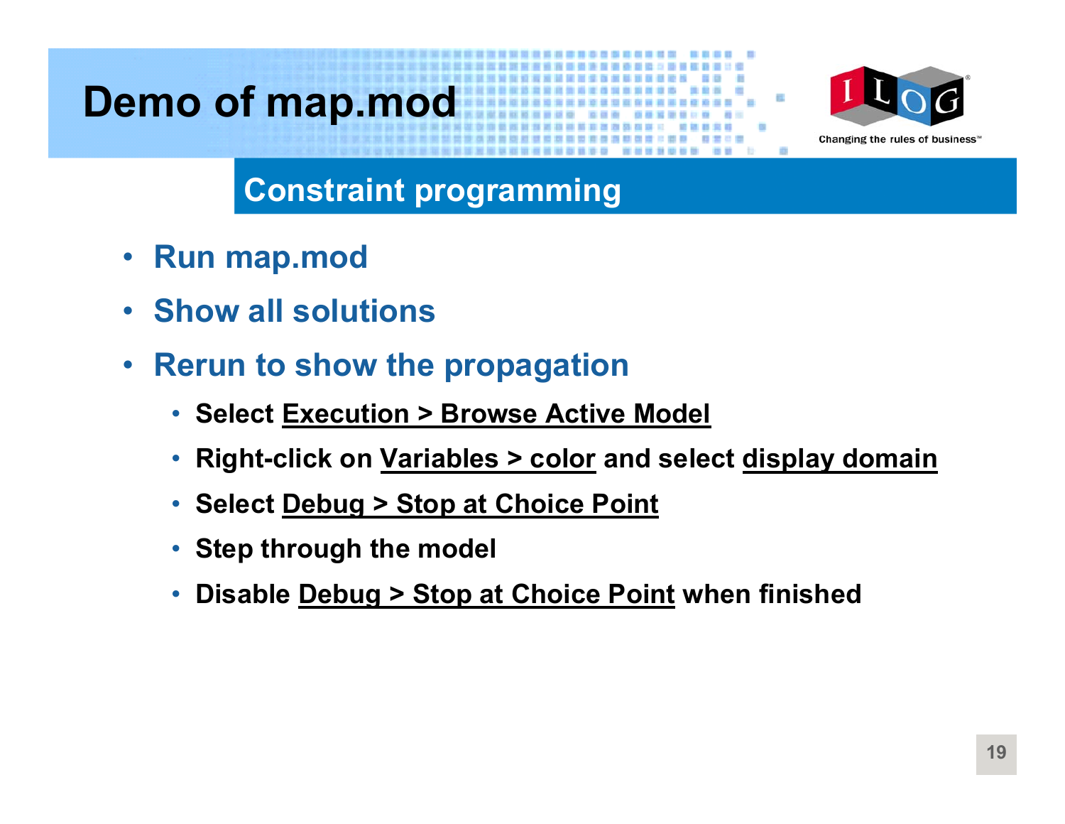# Demo of map.mod

## Constraint programming

- **Run map.mod**
- **Show all solutions**
- **Rerun to show the propagation**
  - Select Execution > Browse Active Model
  - Right-click on Variables > color and select display domain
  - Select Debug > Stop at Choice Point
  - Step through the model
  - Disable Debug > Stop at Choice Point when finished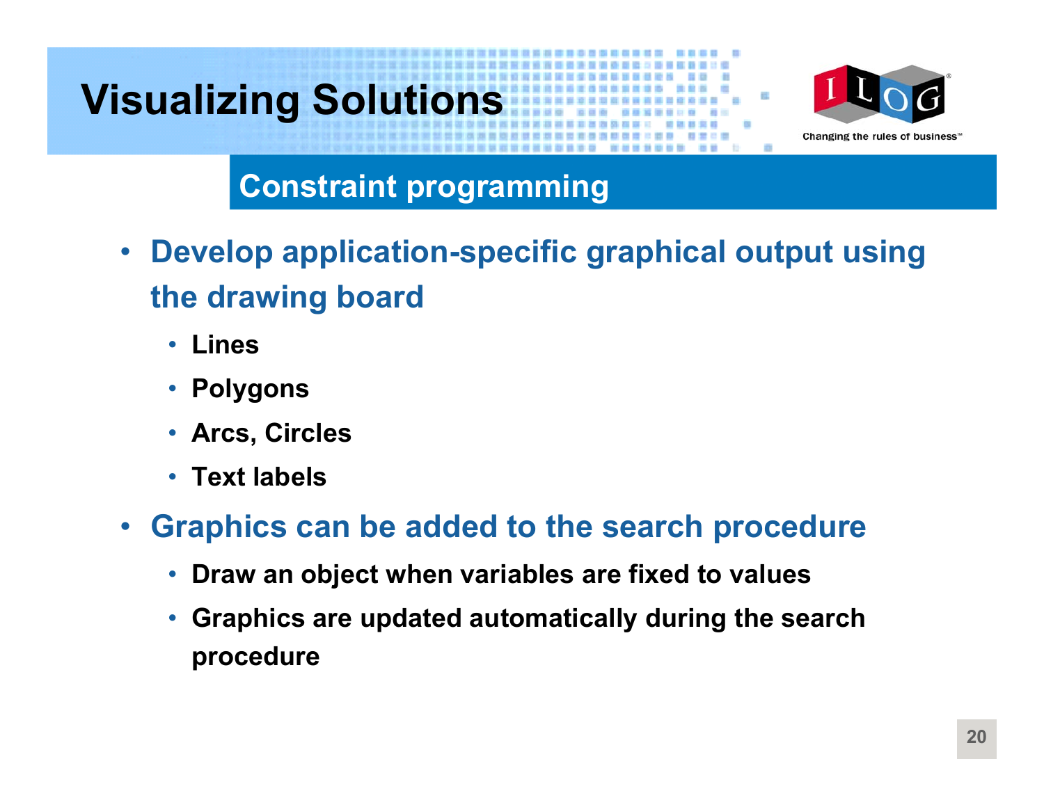# Visualizing Solutions

## Constraint programming

- **Develop application-specific graphical output using the drawing board**
  - **Lines**
  - **Polygons**
  - **Arcs, Circles**
  - **Text labels**
- **Graphics can be added to the search procedure**
  - **Draw an object when variables are fixed to values**
  - **Graphics are updated automatically during the search procedure**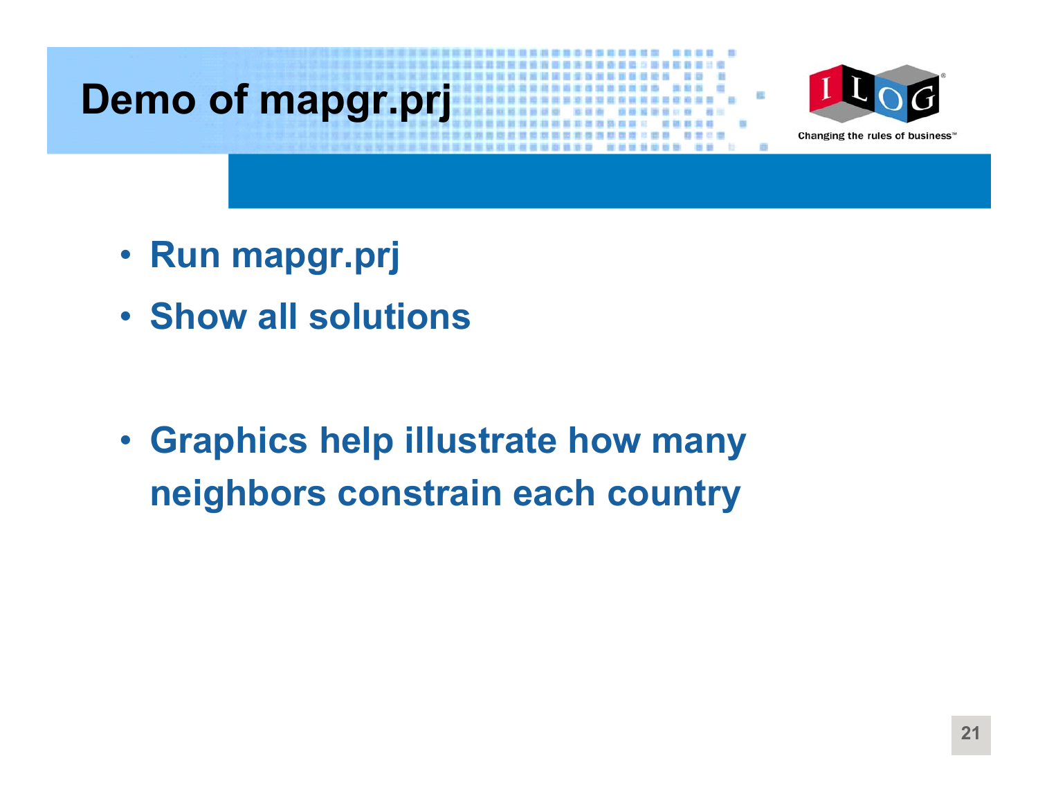# Demo of mapgr.prj

- Run mapgr.prj
- Show all solutions

- Graphics help illustrate how many neighbors constrain each country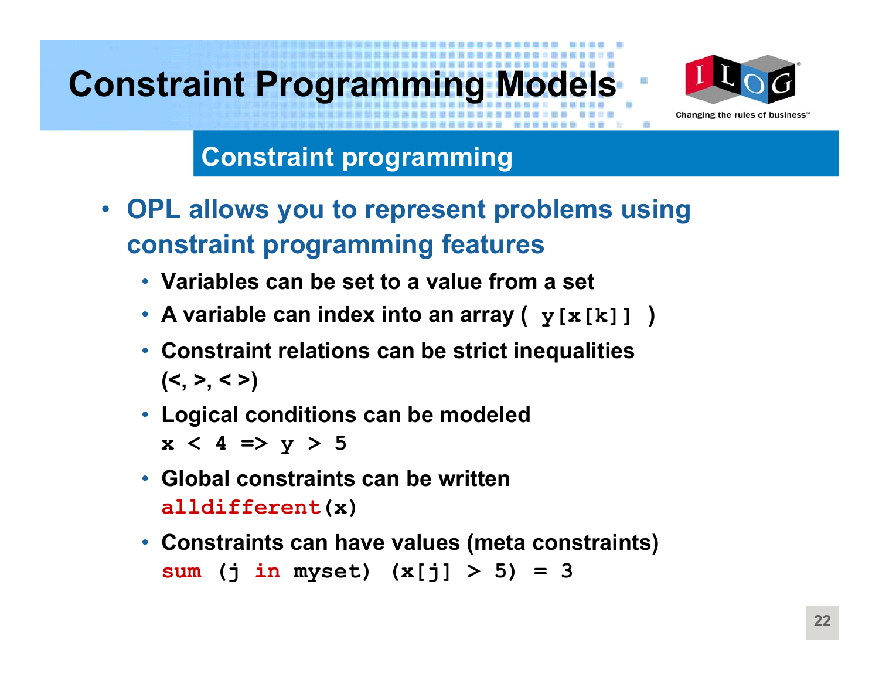# Constraint Programming Models

## Constraint programming

- **OPL allows you to represent problems using constraint programming features**
  - **Variables can be set to a value from a set**
  - **A variable can index into an array ( `y[x[k]]` )**
  - **Constraint relations can be strict inequalities (<, >, < >)**
  - **Logical conditions can be modeled**
    `x < 4 => y > 5`
  - **Global constraints can be written**
    `alldifferent(x)`
  - **Constraints can have values (meta constraints)**
    `sum (j in myset) (x[j] > 5) = 3`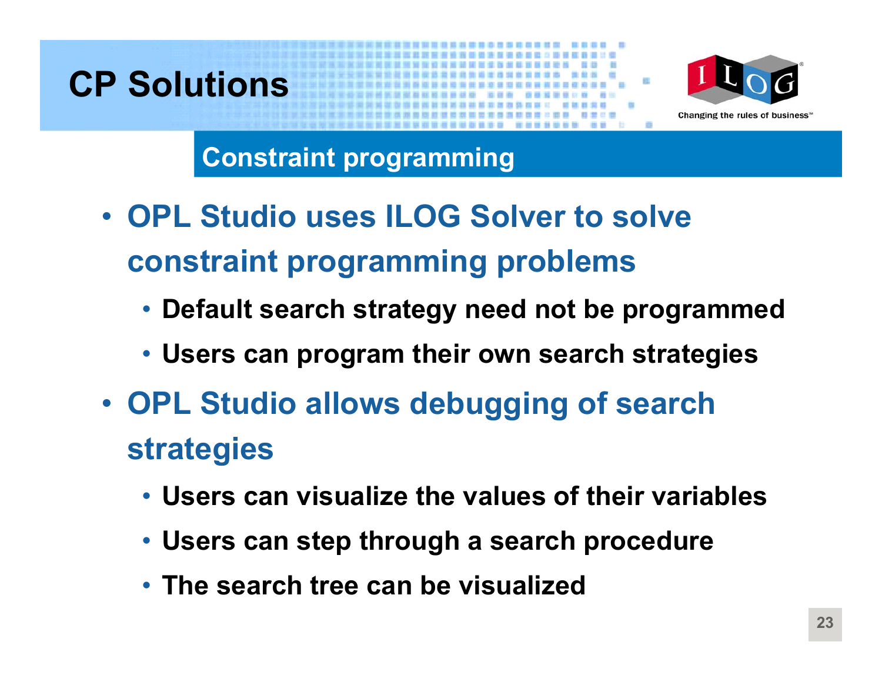# CP Solutions

## Constraint programming

- OPL Studio uses ILOG Solver to solve constraint programming problems
  - Default search strategy need not be programmed
  - Users can program their own search strategies
- OPL Studio allows debugging of search strategies
  - Users can visualize the values of their variables
  - Users can step through a search procedure
  - The search tree can be visualized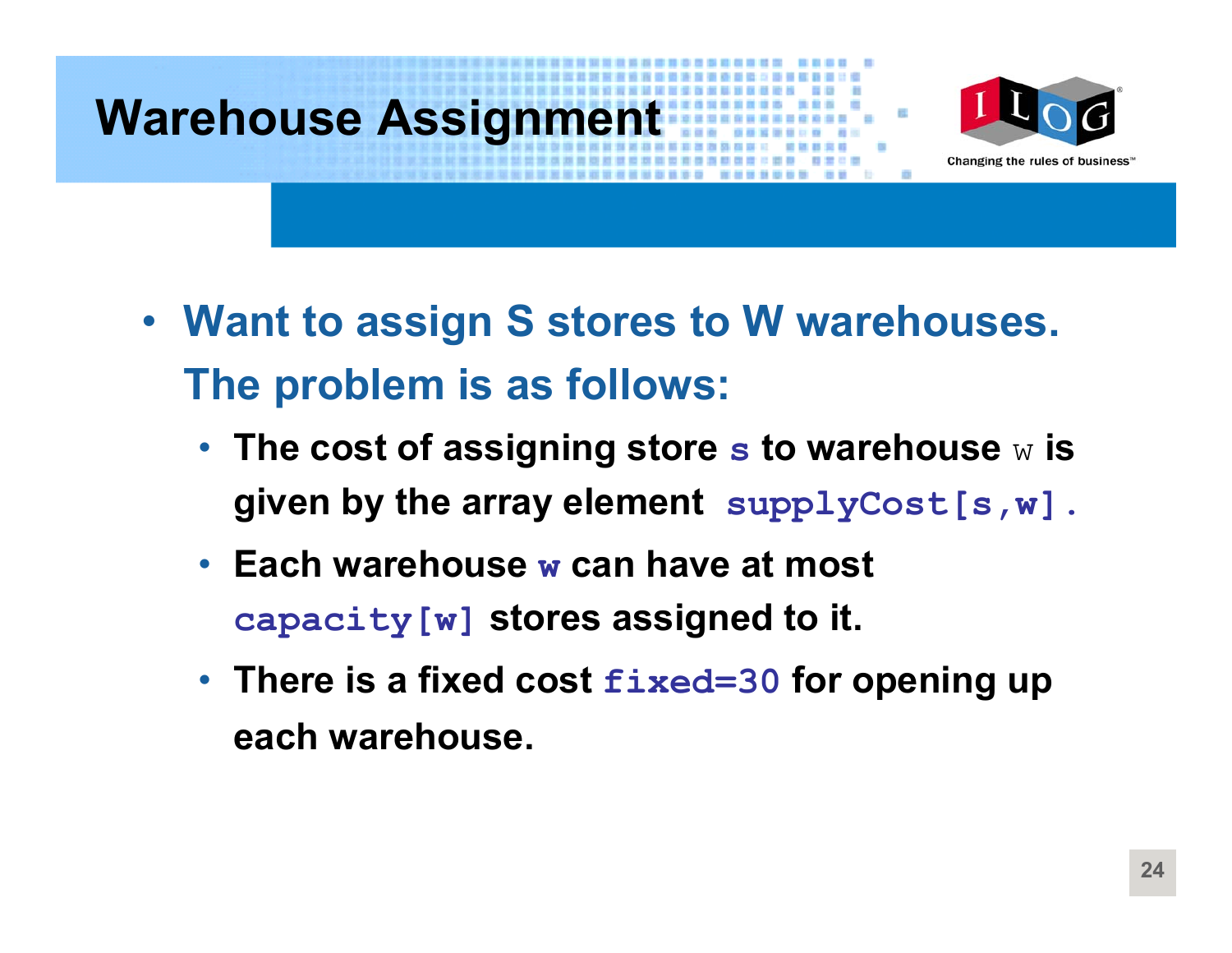# Warehouse Assignment

- **Want to assign S stores to W warehouses. The problem is as follows:**
  - **The cost of assigning store `s` to warehouse `w` is given by the array element `supplyCost[s,w]`.**
  - **Each warehouse `w` can have at most `capacity[w]` stores assigned to it.**
  - **There is a fixed cost `fixed=30` for opening up each warehouse.**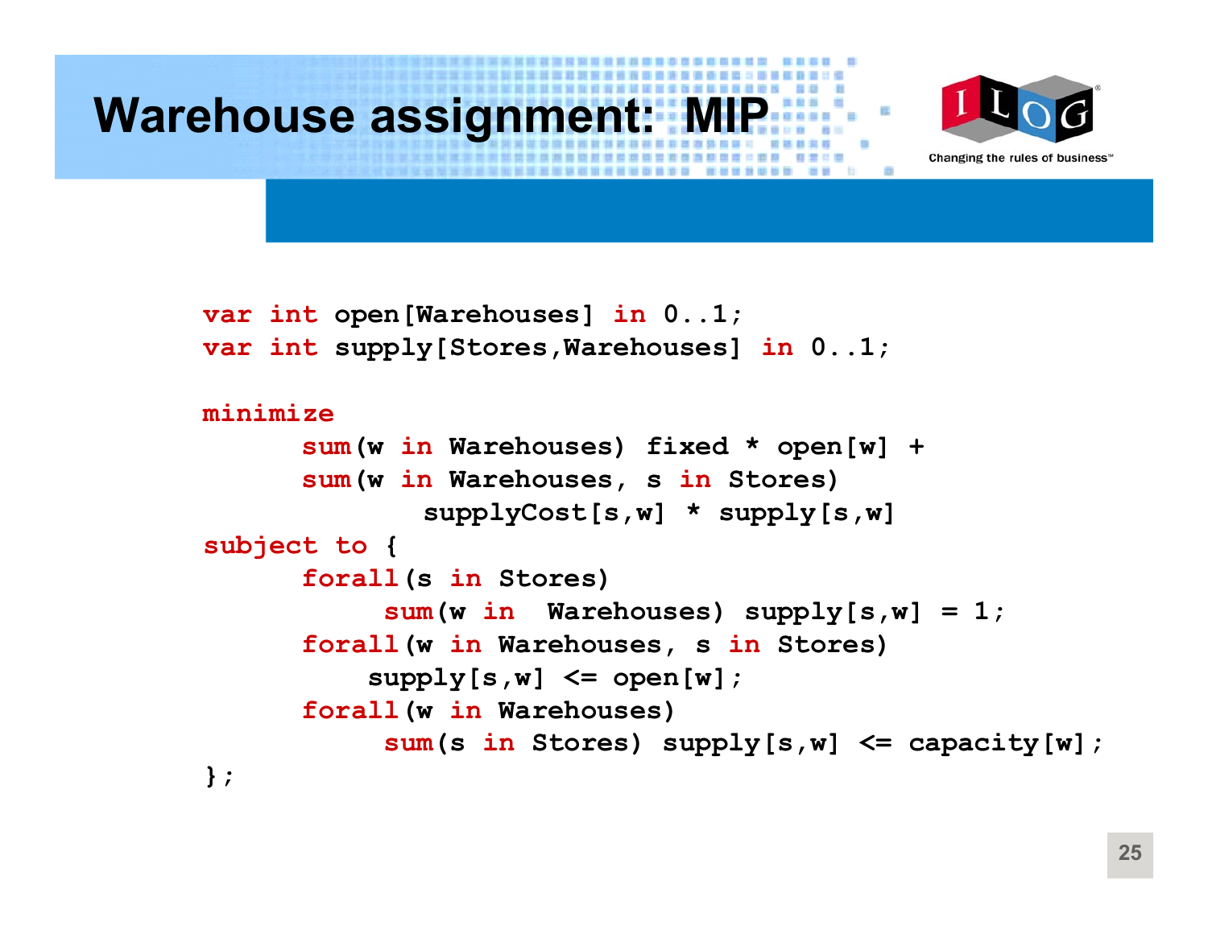# Warehouse assignment: MIP

```
var int open[Warehouses] in 0..1;
var int supply[Stores,Warehouses] in 0..1;

minimize
      sum(w in Warehouses) fixed * open[w] +
      sum(w in Warehouses, s in Stores)
              supplyCost[s,w] * supply[s,w]
subject to {
      forall(s in Stores)
           sum(w in  Warehouses) supply[s,w] = 1;
      forall(w in Warehouses, s in Stores)
          supply[s,w] <= open[w];
      forall(w in Warehouses)
           sum(s in Stores) supply[s,w] <= capacity[w];
};
```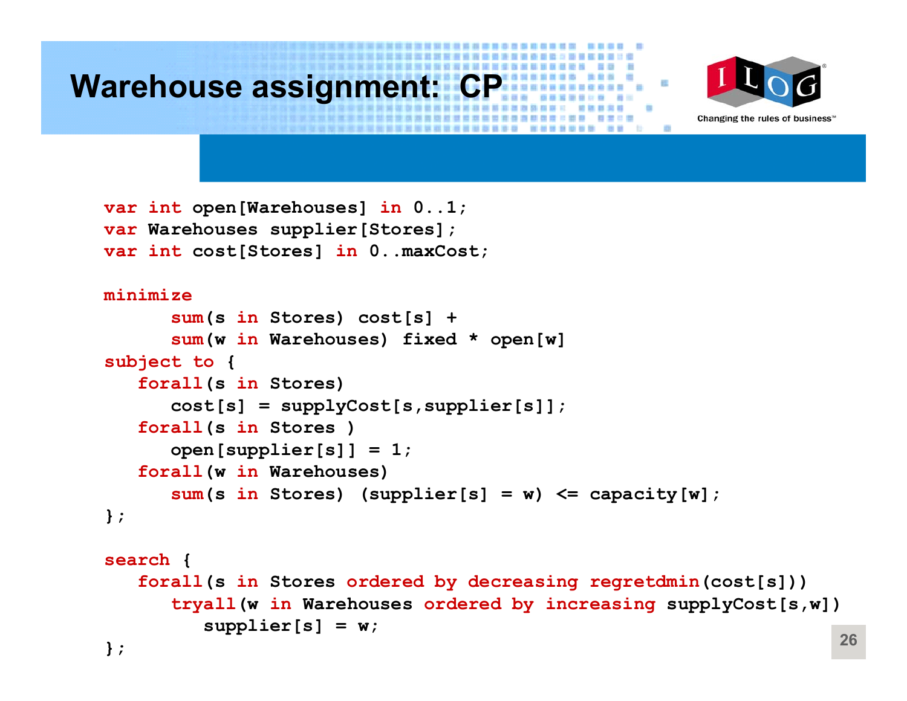# Warehouse assignment: CP

```
var int open[Warehouses] in 0..1;
var Warehouses supplier[Stores];
var int cost[Stores] in 0..maxCost;

minimize
      sum(s in Stores) cost[s] +
      sum(w in Warehouses) fixed * open[w]
subject to {
   forall(s in Stores)
      cost[s] = supplyCost[s,supplier[s]];
   forall(s in Stores )
      open[supplier[s]] = 1;
   forall(w in Warehouses)
      sum(s in Stores) (supplier[s] = w) <= capacity[w];
};

search {
   forall(s in Stores ordered by decreasing regretdmin(cost[s]))
      tryall(w in Warehouses ordered by increasing supplyCost[s,w])
         supplier[s] = w;
};
```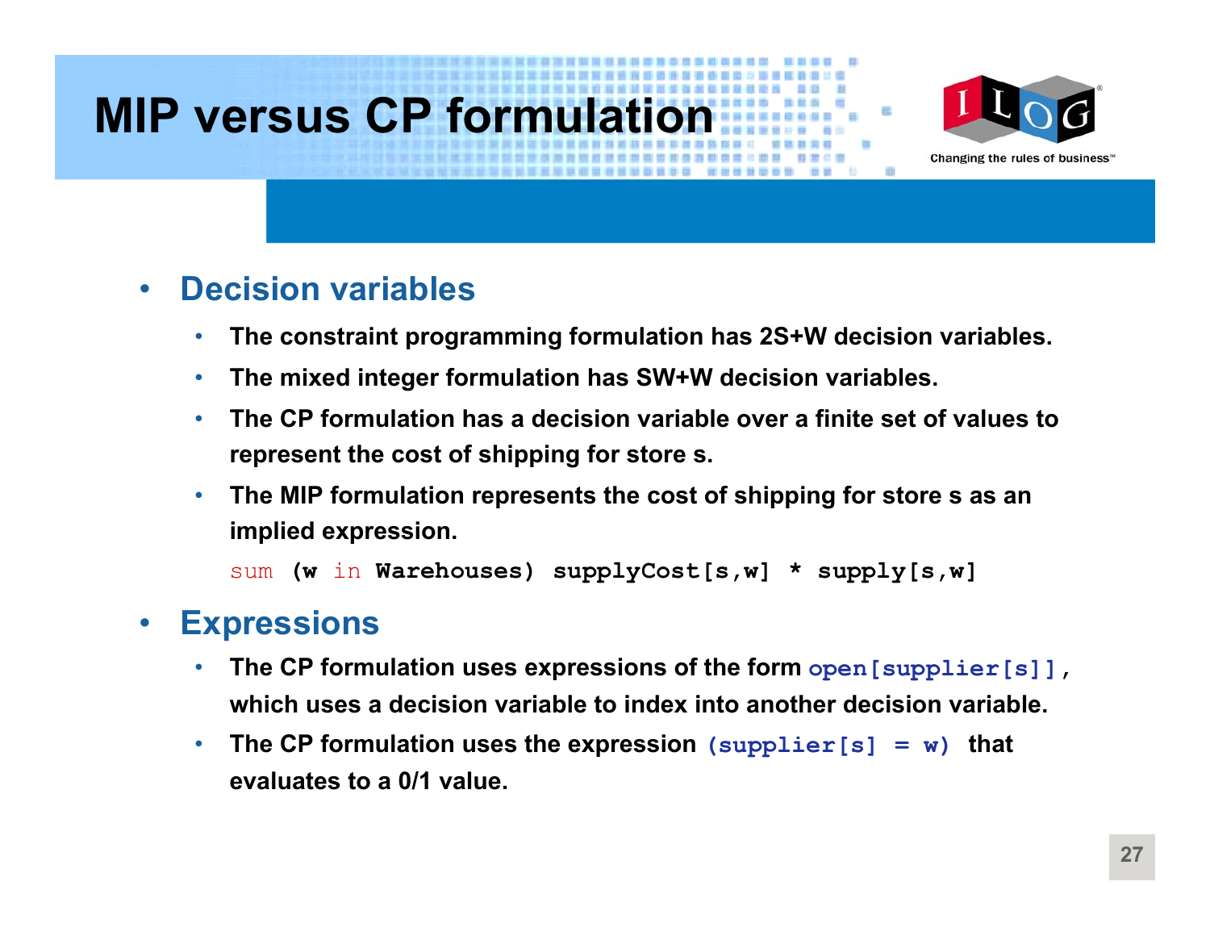# MIP versus CP formulation

- **Decision variables**
  - The constraint programming formulation has 2S+W decision variables.
  - The mixed integer formulation has SW+W decision variables.
  - The CP formulation has a decision variable over a finite set of values to represent the cost of shipping for store s.
  - The MIP formulation represents the cost of shipping for store s as an implied expression.

    ```
    sum (w in Warehouses) supplyCost[s,w] * supply[s,w]
    ```

- **Expressions**
  - The CP formulation uses expressions of the form `open[supplier[s]]`, which uses a decision variable to index into another decision variable.
  - The CP formulation uses the expression `(supplier[s] = w)` that evaluates to a 0/1 value.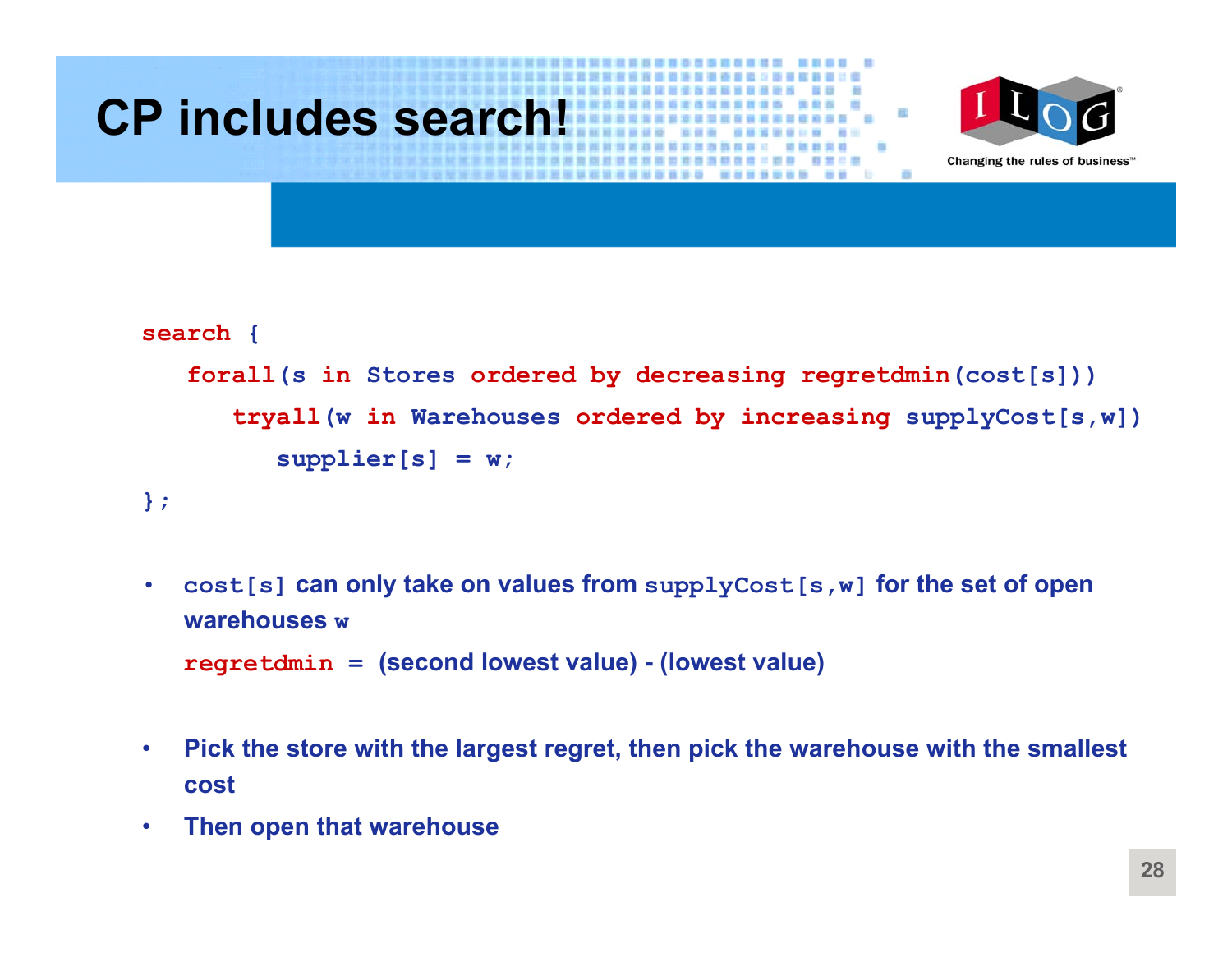# CP includes search!

```
search {
   forall(s in Stores ordered by decreasing regretdmin(cost[s]))
      tryall(w in Warehouses ordered by increasing supplyCost[s,w])
         supplier[s] = w;
};
```

- `cost[s]` can only take on values from `supplyCost[s,w]` for the set of open warehouses `w`

  `regretdmin` = (second lowest value) - (lowest value)

- Pick the store with the largest regret, then pick the warehouse with the smallest cost
- Then open that warehouse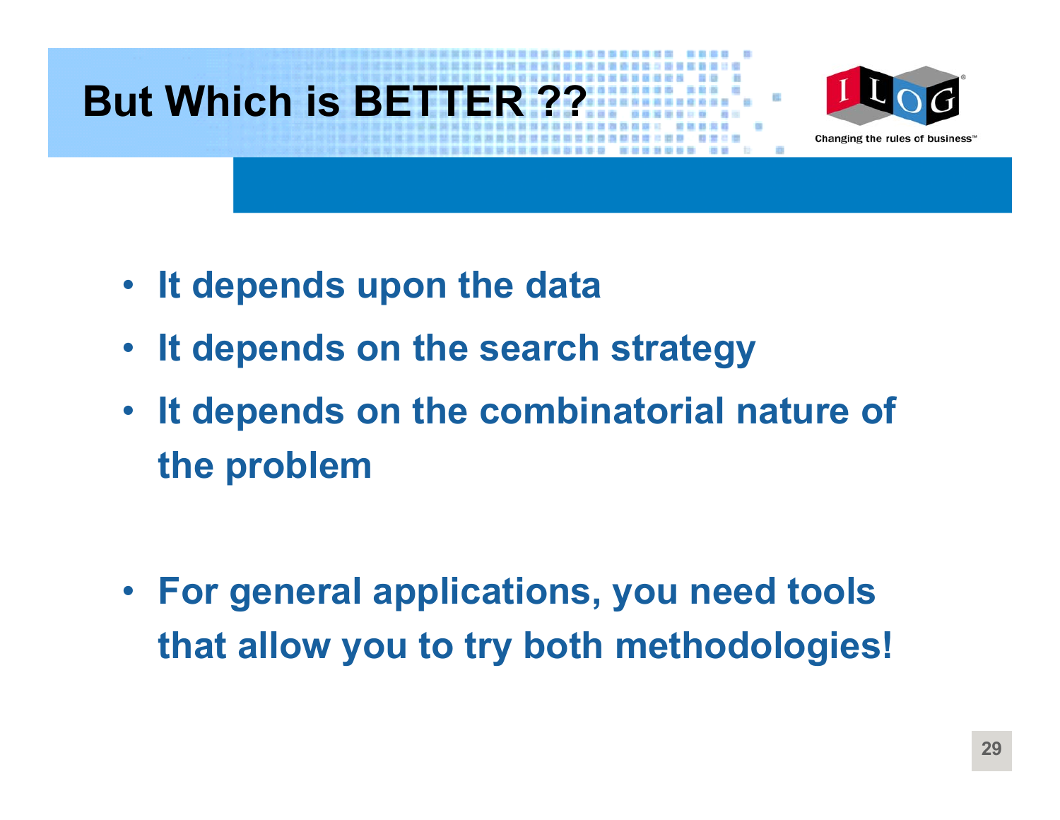# But Which is BETTER ??

- It depends upon the data
- It depends on the search strategy
- It depends on the combinatorial nature of the problem

- For general applications, you need tools that allow you to try both methodologies!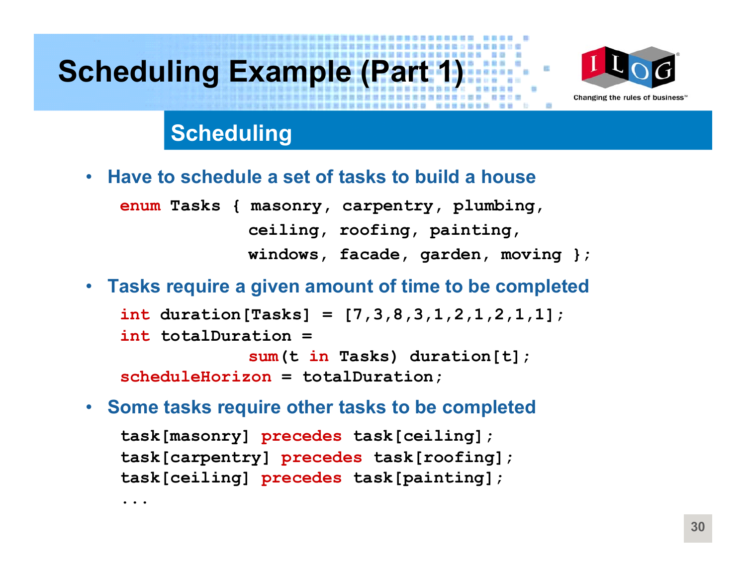# Scheduling Example (Part 1)

## Scheduling

- **Have to schedule a set of tasks to build a house**

```
enum Tasks { masonry, carpentry, plumbing,
             ceiling, roofing, painting,
             windows, facade, garden, moving };
```

- **Tasks require a given amount of time to be completed**

```
int duration[Tasks] = [7,3,8,3,1,2,1,2,1,1];
int totalDuration =
             sum(t in Tasks) duration[t];
scheduleHorizon = totalDuration;
```

- **Some tasks require other tasks to be completed**

```
task[masonry] precedes task[ceiling];
task[carpentry] precedes task[roofing];
task[ceiling] precedes task[painting];
...
```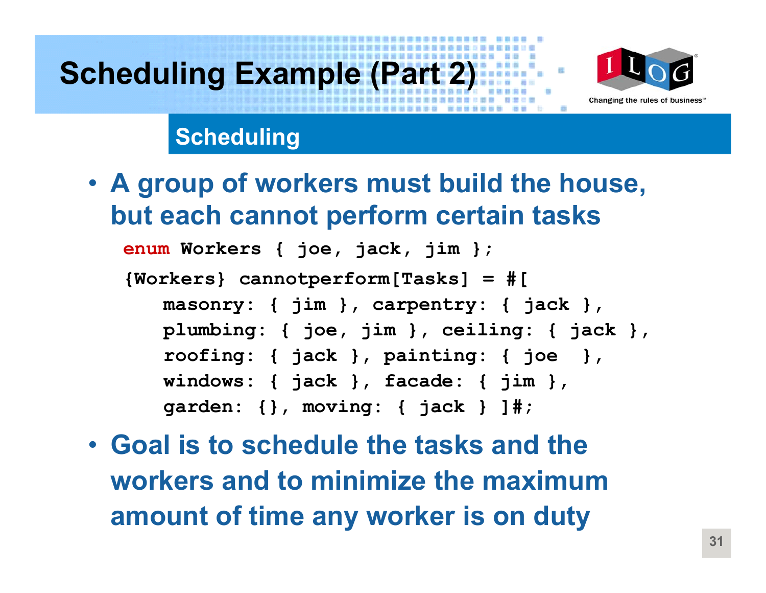# Scheduling Example (Part 2)

## Scheduling

- **A group of workers must build the house, but each cannot perform certain tasks**

```
enum Workers { joe, jack, jim };
{Workers} cannotperform[Tasks] = #[
    masonry: { jim }, carpentry: { jack },
    plumbing: { joe, jim }, ceiling: { jack },
    roofing: { jack }, painting: { joe  },
    windows: { jack }, facade: { jim },
    garden: {}, moving: { jack } ]#;
```

- **Goal is to schedule the tasks and the workers and to minimize the maximum amount of time any worker is on duty**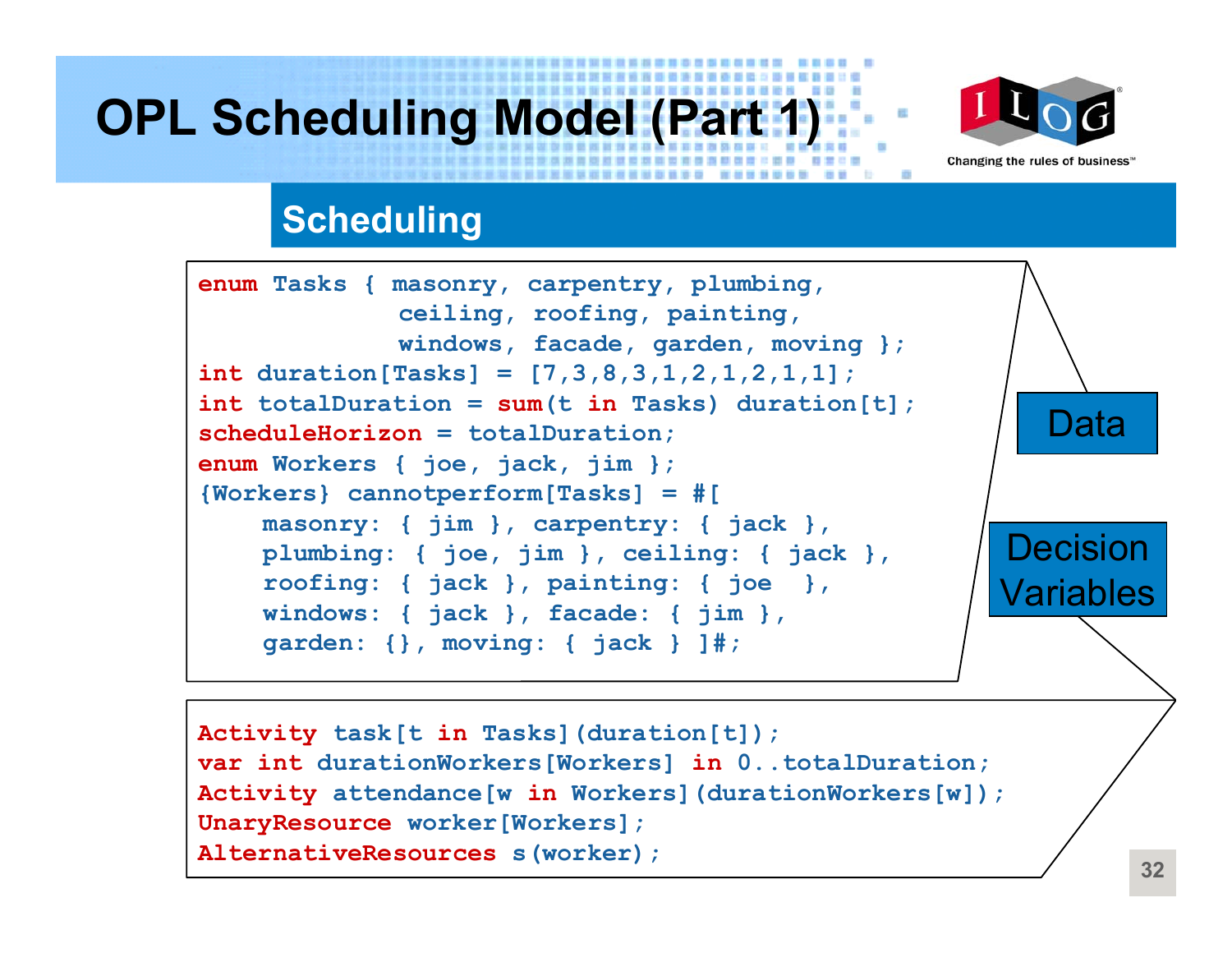# OPL Scheduling Model (Part 1)

## Scheduling

**Data**

```
enum Tasks { masonry, carpentry, plumbing,
             ceiling, roofing, painting,
             windows, facade, garden, moving };
int duration[Tasks] = [7,3,8,3,1,2,1,2,1,1];
int totalDuration = sum(t in Tasks) duration[t];
scheduleHorizon = totalDuration;
enum Workers { joe, jack, jim };
{Workers} cannotperform[Tasks] = #[
    masonry: { jim }, carpentry: { jack },
    plumbing: { joe, jim }, ceiling: { jack },
    roofing: { jack }, painting: { joe  },
    windows: { jack }, facade: { jim },
    garden: {}, moving: { jack } ]#;
```

**Decision Variables**

```
Activity task[t in Tasks](duration[t]);
var int durationWorkers[Workers] in 0..totalDuration;
Activity attendance[w in Workers](durationWorkers[w]);
UnaryResource worker[Workers];
AlternativeResources s(worker);
```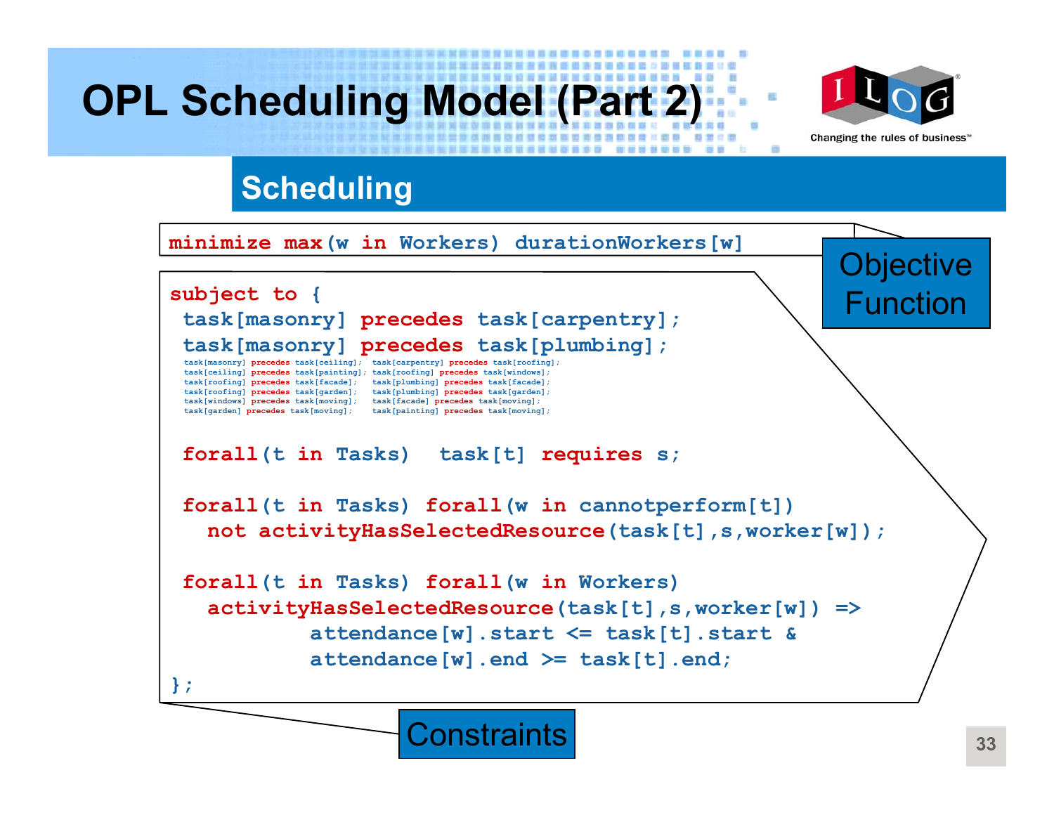# OPL Scheduling Model (Part 2)

## Scheduling

```
minimize max(w in Workers) durationWorkers[w]

subject to {
 task[masonry] precedes task[carpentry];
 task[masonry] precedes task[plumbing];
 task[masonry] precedes task[ceiling];  task[carpentry] precedes task[roofing];
 task[ceiling] precedes task[painting]; task[roofing] precedes task[windows];
 task[roofing] precedes task[facade];   task[plumbing] precedes task[facade];
 task[roofing] precedes task[garden];   task[plumbing] precedes task[garden];
 task[windows] precedes task[moving];   task[facade] precedes task[moving];
 task[garden] precedes task[moving];    task[painting] precedes task[moving];

 forall(t in Tasks)  task[t] requires s;

 forall(t in Tasks) forall(w in cannotperform[t])
   not activityHasSelectedResource(task[t],s,worker[w]);

 forall(t in Tasks) forall(w in Workers)
   activityHasSelectedResource(task[t],s,worker[w]) =>
           attendance[w].start <= task[t].start &
           attendance[w].end >= task[t].end;
};
```

Objective Function

Constraints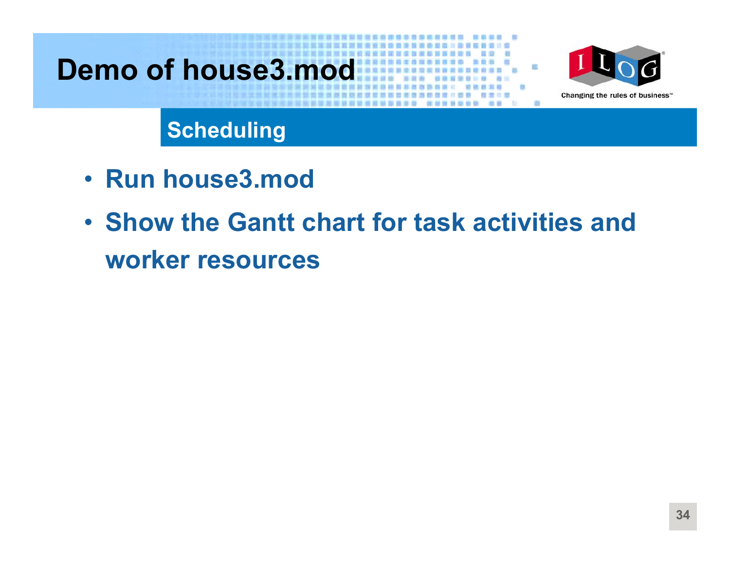# Demo of house3.mod

## Scheduling

- **Run house3.mod**
- **Show the Gantt chart for task activities and worker resources**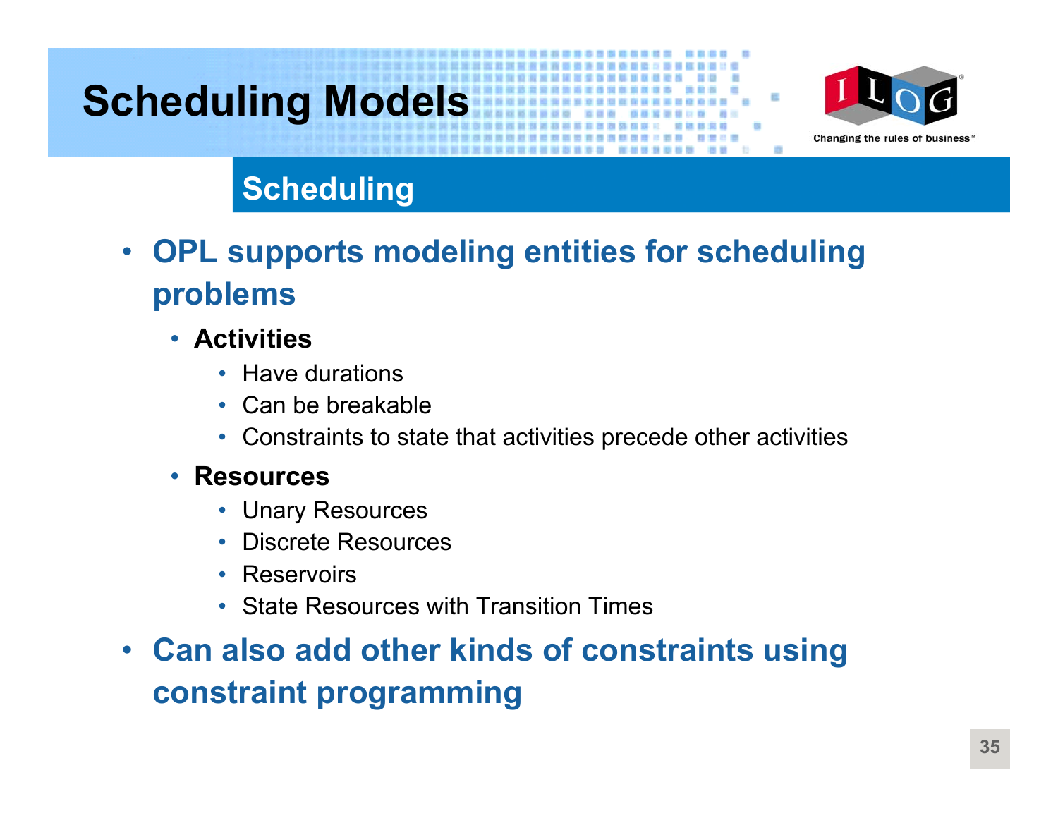# Scheduling Models

## Scheduling

- **OPL supports modeling entities for scheduling problems**
  - **Activities**
    - Have durations
    - Can be breakable
    - Constraints to state that activities precede other activities
  - **Resources**
    - Unary Resources
    - Discrete Resources
    - Reservoirs
    - State Resources with Transition Times
- **Can also add other kinds of constraints using constraint programming**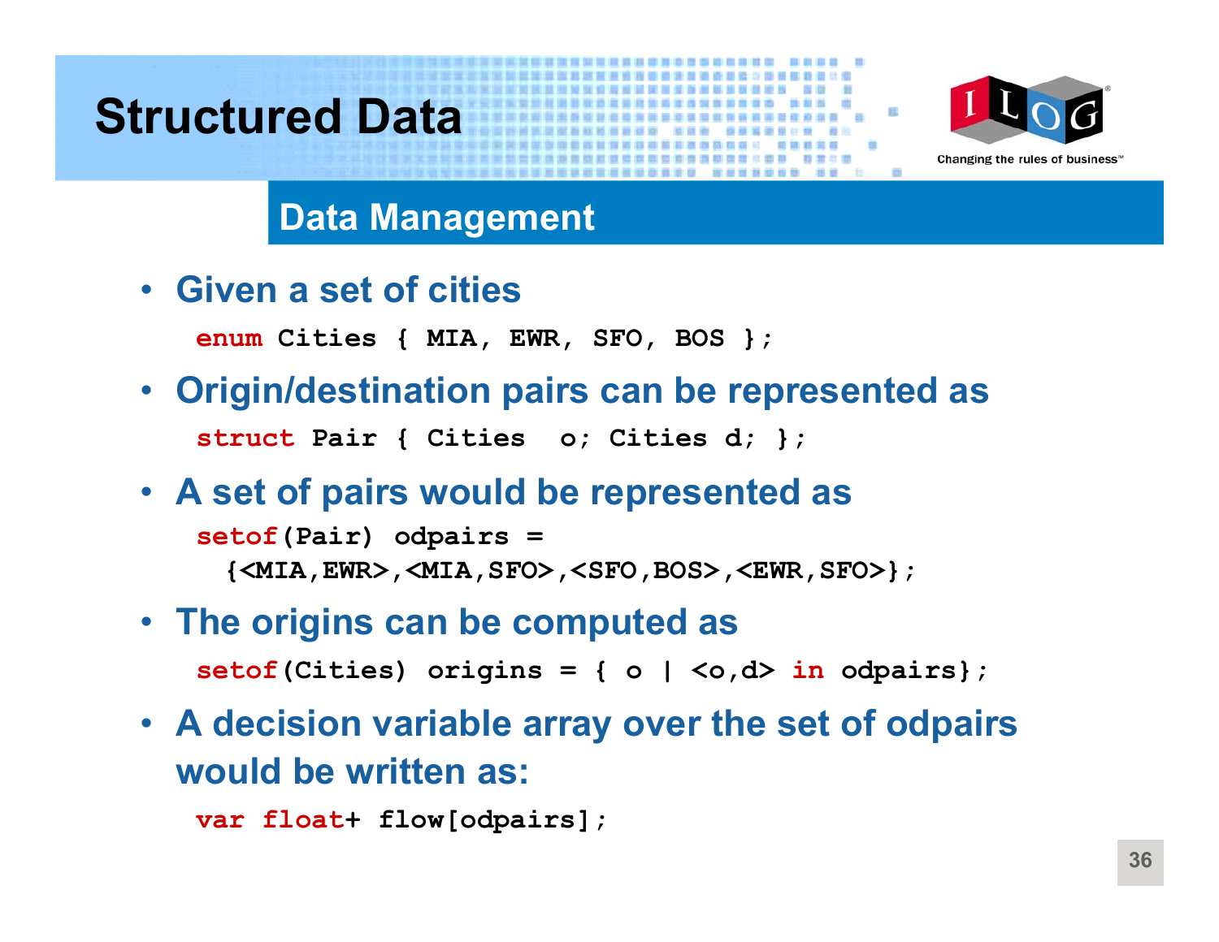# Structured Data

## Data Management

- **Given a set of cities**

```
enum Cities { MIA, EWR, SFO, BOS };
```

- **Origin/destination pairs can be represented as**

```
struct Pair { Cities  o; Cities d; };
```

- **A set of pairs would be represented as**

```
setof(Pair) odpairs =
  {<MIA,EWR>,<MIA,SFO>,<SFO,BOS>,<EWR,SFO>};
```

- **The origins can be computed as**

```
setof(Cities) origins = { o | <o,d> in odpairs};
```

- **A decision variable array over the set of odpairs would be written as:**

```
var float+ flow[odpairs];
```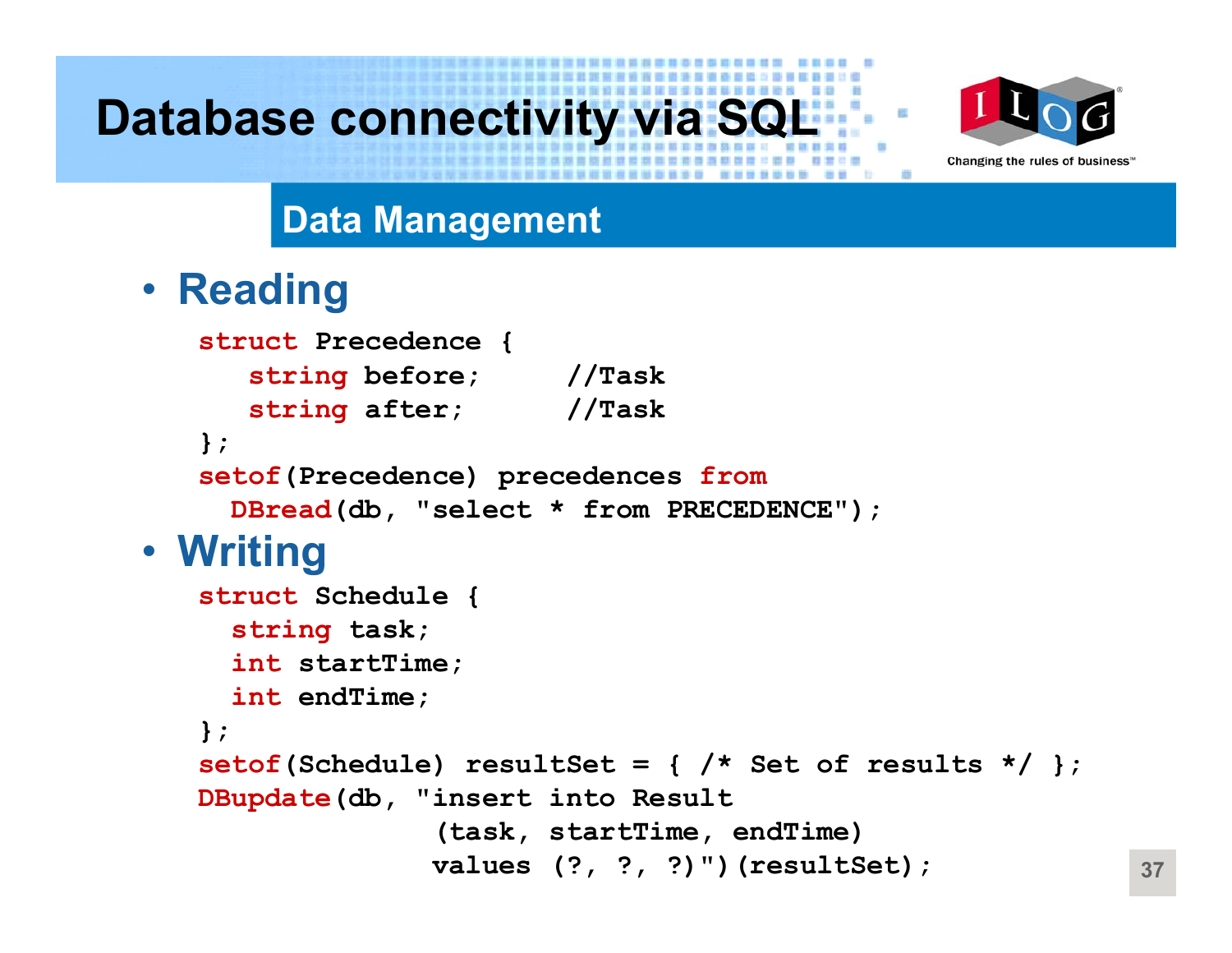# Database connectivity via SQL

## Data Management

- **Reading**

```
struct Precedence {
   string before;     //Task
   string after;      //Task
};
setof(Precedence) precedences from
  DBread(db, "select * from PRECEDENCE");
```

- **Writing**

```
struct Schedule {
  string task;
  int startTime;
  int endTime;
};
setof(Schedule) resultSet = { /* Set of results */ };
DBupdate(db, "insert into Result
              (task, startTime, endTime)
              values (?, ?, ?)")(resultSet);
```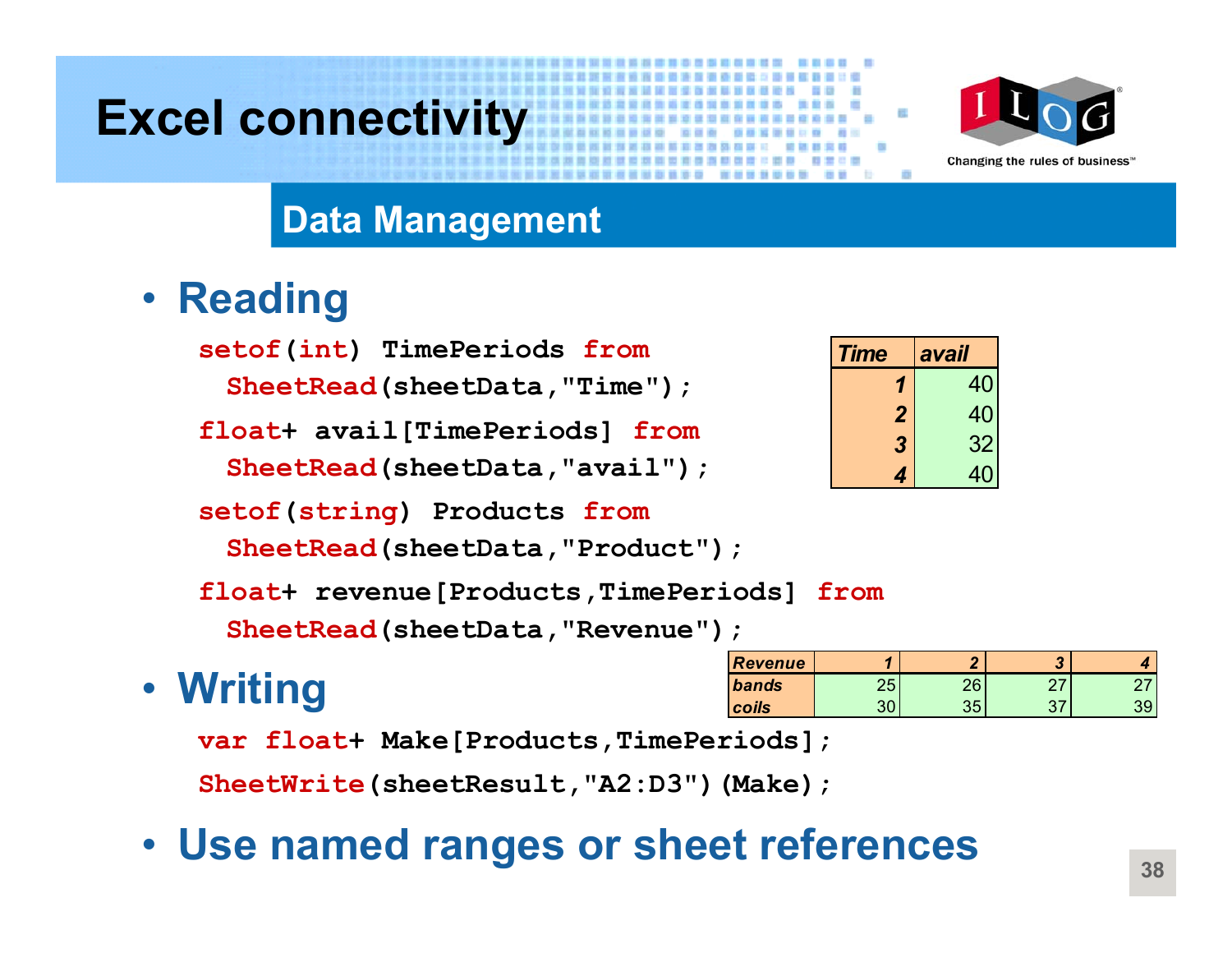# Excel connectivity

## Data Management

- **Reading**

```
setof(int) TimePeriods from
  SheetRead(sheetData,"Time");
float+ avail[TimePeriods] from
  SheetRead(sheetData,"avail");
setof(string) Products from
  SheetRead(sheetData,"Product");
float+ revenue[Products,TimePeriods] from
  SheetRead(sheetData,"Revenue");
```

| Time | avail |
|---|---|
| 1 | 40 |
| 2 | 40 |
| 3 | 32 |
| 4 | 40 |

| Revenue | 1 | 2 | 3 | 4 |
|---|---|---|---|---|
| bands | 25 | 26 | 27 | 27 |
| coils | 30 | 35 | 37 | 39 |

- **Writing**

```
var float+ Make[Products,TimePeriods];
SheetWrite(sheetResult,"A2:D3")(Make);
```

- **Use named ranges or sheet references**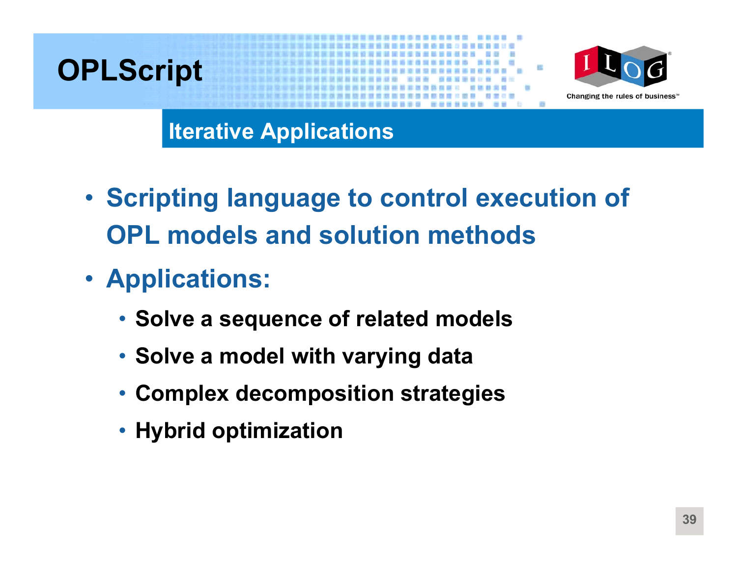# OPLScript

## Iterative Applications

- Scripting language to control execution of OPL models and solution methods
- Applications:
  - Solve a sequence of related models
  - Solve a model with varying data
  - Complex decomposition strategies
  - Hybrid optimization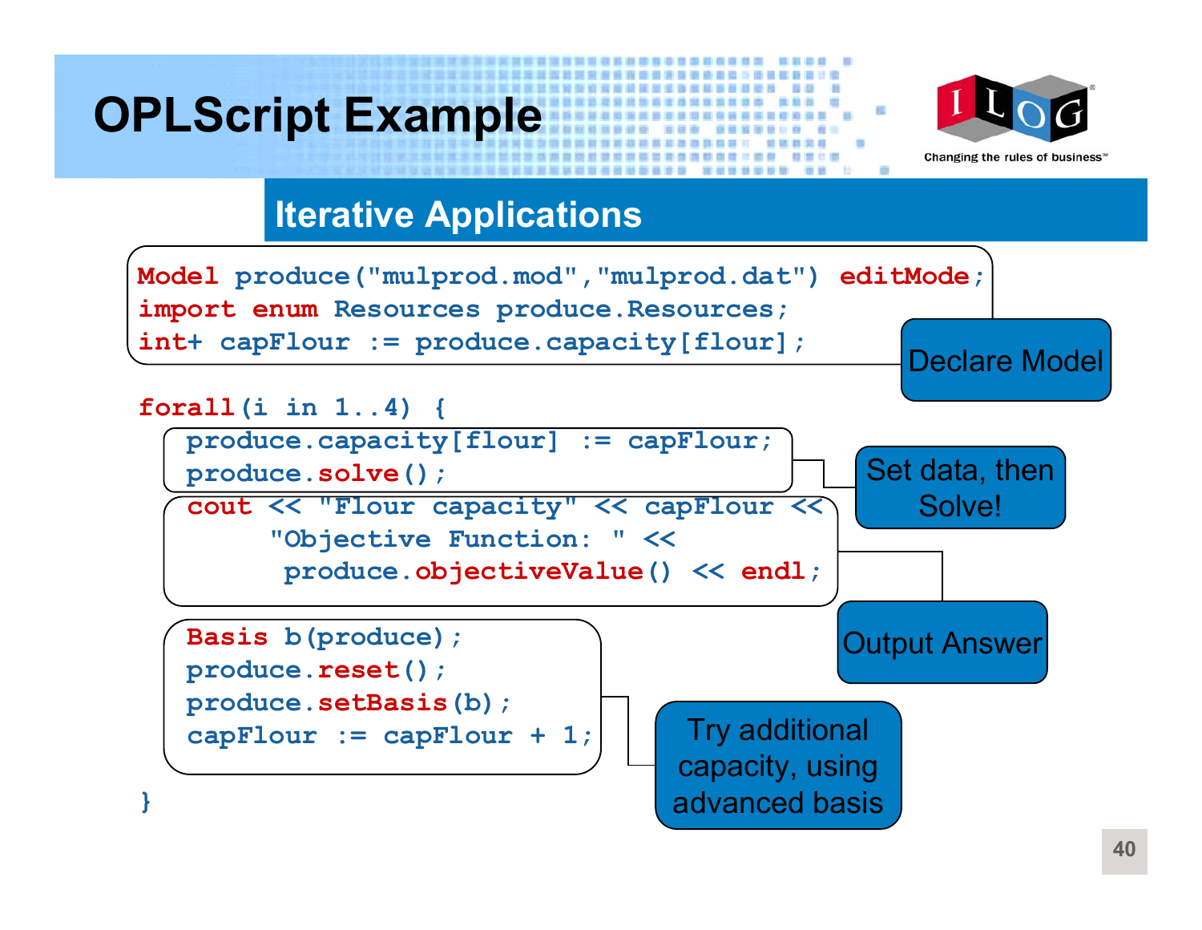# OPLScript Example

## Iterative Applications

```
Model produce("mulprod.mod","mulprod.dat") editMode;
import enum Resources produce.Resources;
int+ capFlour := produce.capacity[flour];

forall(i in 1..4) {
  produce.capacity[flour] := capFlour;
  produce.solve();
  cout << "Flour capacity" << capFlour <<
       "Objective Function: " <<
        produce.objectiveValue() << endl;

  Basis b(produce);
  produce.reset();
  produce.setBasis(b);
  capFlour := capFlour + 1;
}
```

- Declare Model
- Set data, then Solve!
- Output Answer
- Try additional capacity, using advanced basis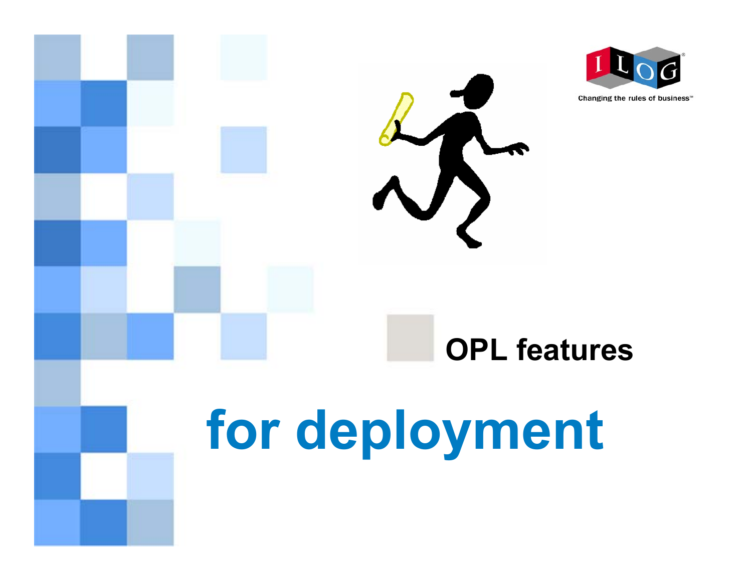# OPL features

# for deployment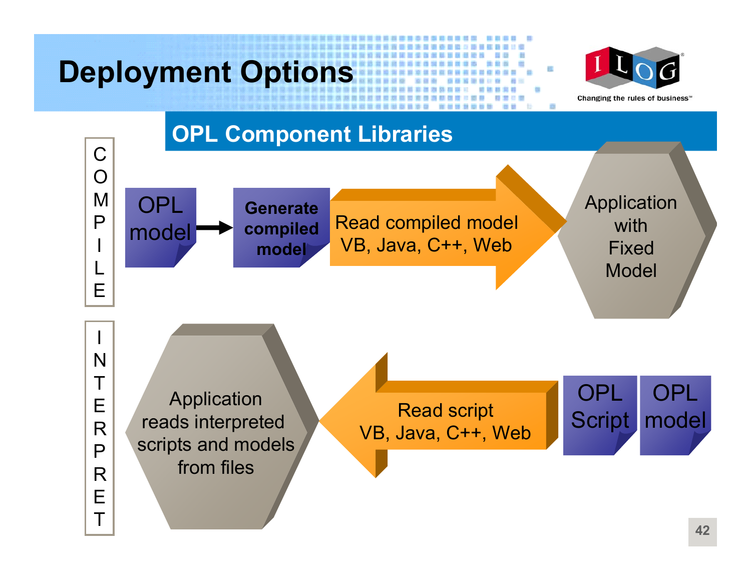# Deployment Options

## OPL Component Libraries

**COMPILE**

OPL model → **Generate compiled model** → Read compiled model VB, Java, C++, Web → Application with Fixed Model

**INTERPRET**

OPL Script, OPL model → Read script VB, Java, C++, Web → Application reads interpreted scripts and models from files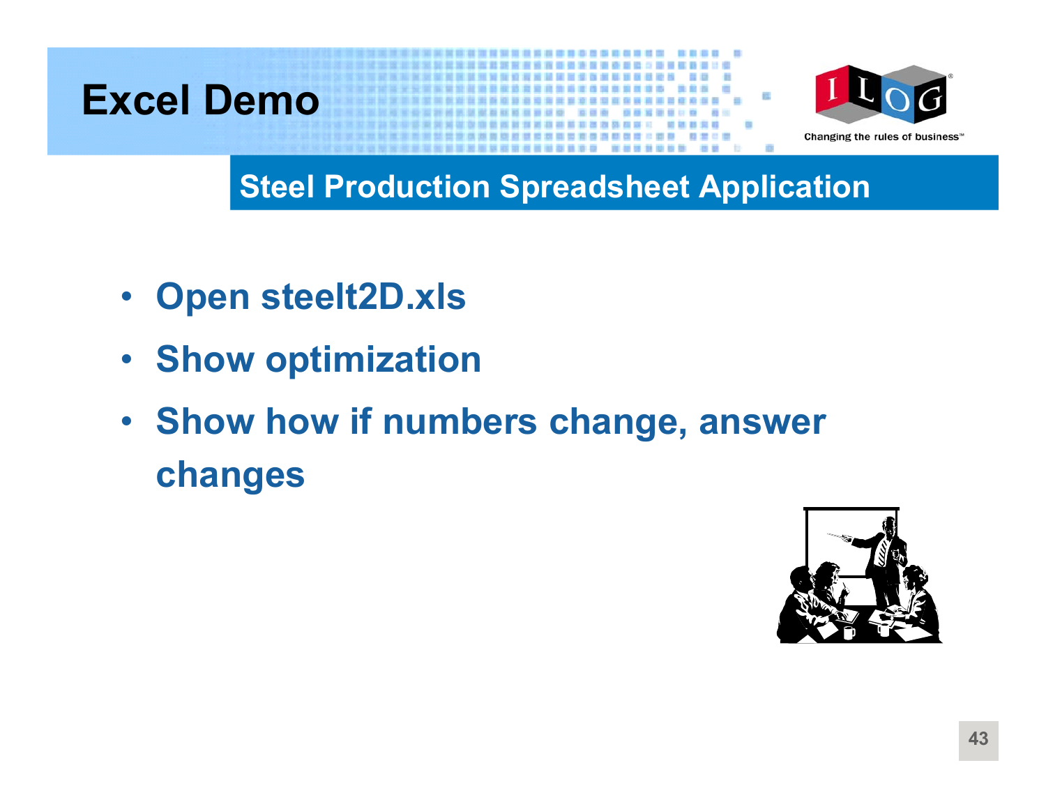# Excel Demo

## Steel Production Spreadsheet Application

- Open steelt2D.xls
- Show optimization
- Show how if numbers change, answer changes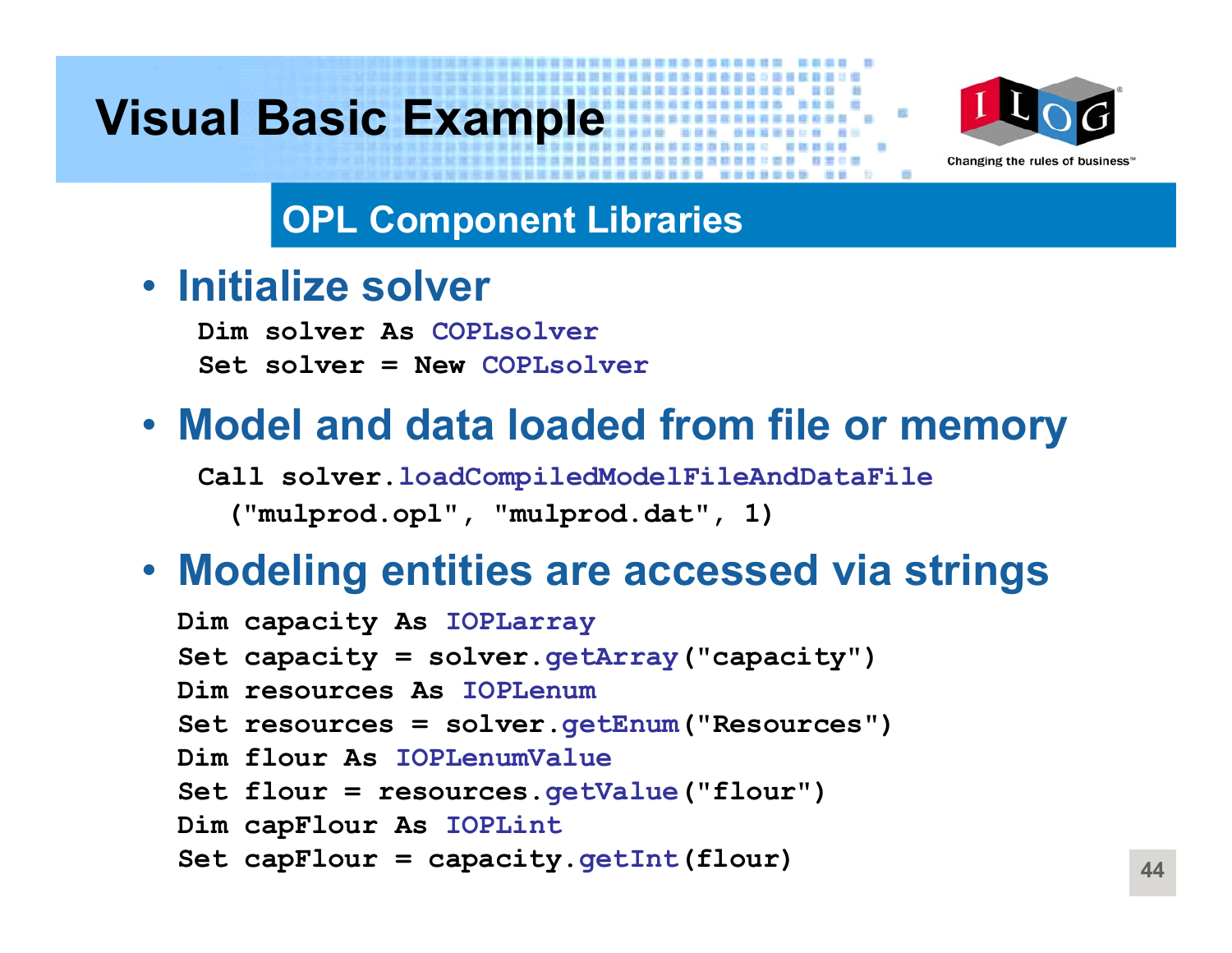# Visual Basic Example

## OPL Component Libraries

- **Initialize solver**

```
Dim solver As COPLsolver
Set solver = New COPLsolver
```

- **Model and data loaded from file or memory**

```
Call solver.loadCompiledModelFileAndDataFile
  ("mulprod.opl", "mulprod.dat", 1)
```

- **Modeling entities are accessed via strings**

```
Dim capacity As IOPLarray
Set capacity = solver.getArray("capacity")
Dim resources As IOPLenum
Set resources = solver.getEnum("Resources")
Dim flour As IOPLenumValue
Set flour = resources.getValue("flour")
Dim capFlour As IOPLint
Set capFlour = capacity.getInt(flour)
```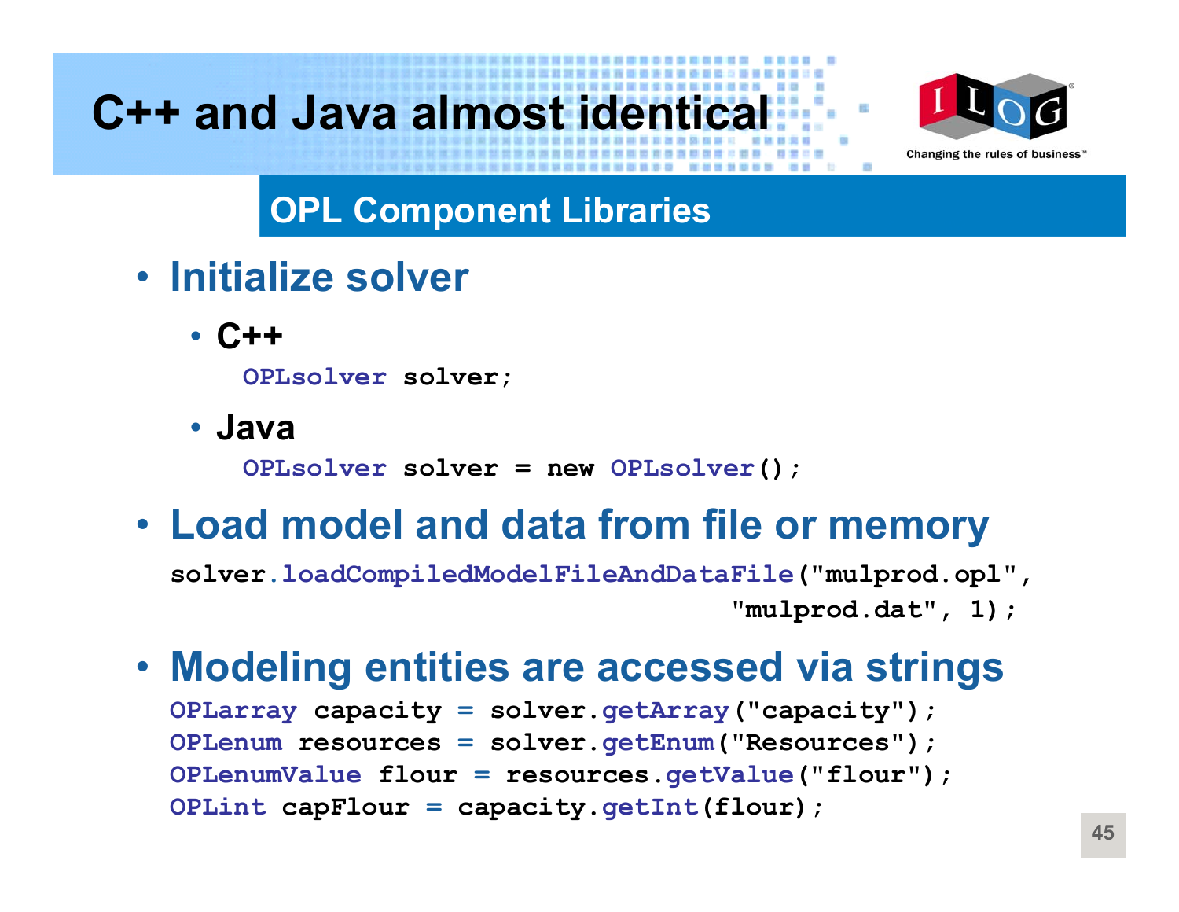# C++ and Java almost identical

## OPL Component Libraries

- **Initialize solver**
  - **C++**

    ```
    OPLsolver solver;
    ```

  - **Java**

    ```
    OPLsolver solver = new OPLsolver();
    ```

- **Load model and data from file or memory**

```
solver.loadCompiledModelFileAndDataFile("mulprod.opl",
                                         "mulprod.dat", 1);
```

- **Modeling entities are accessed via strings**

```
OPLarray capacity = solver.getArray("capacity");
OPLenum resources = solver.getEnum("Resources");
OPLenumValue flour = resources.getValue("flour");
OPLint capFlour = capacity.getInt(flour);
```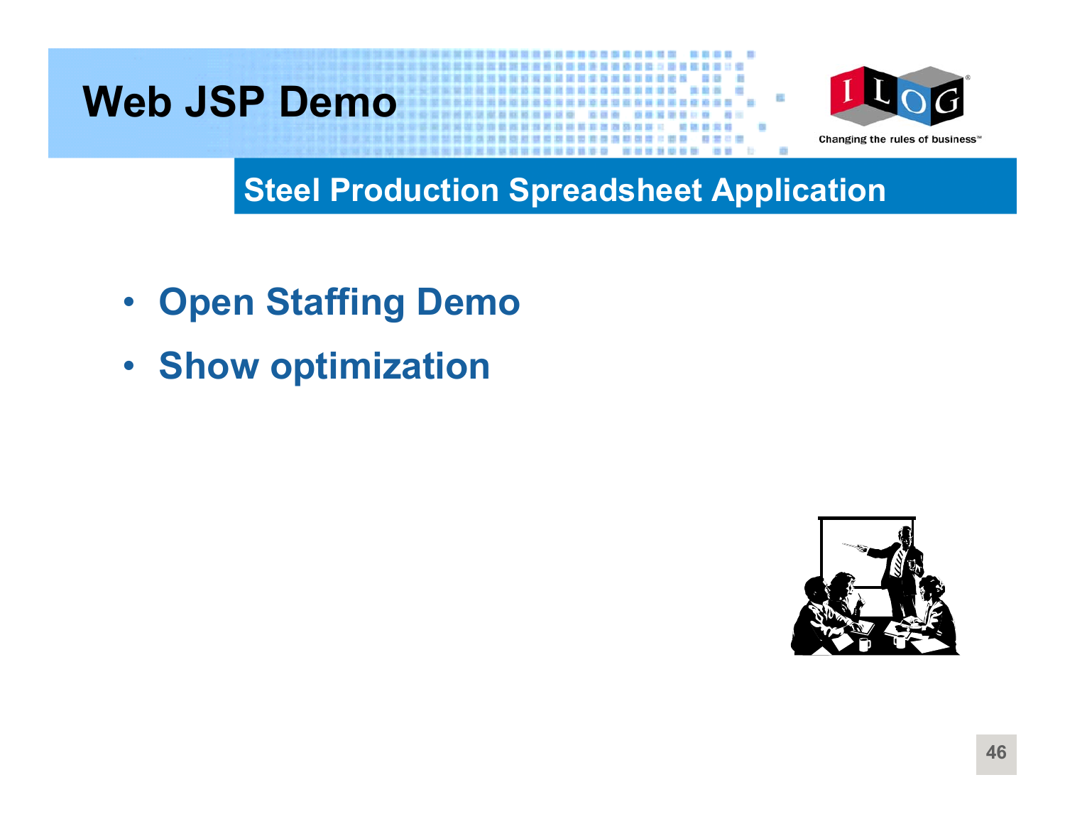# Web JSP Demo

## Steel Production Spreadsheet Application

- Open Staffing Demo
- Show optimization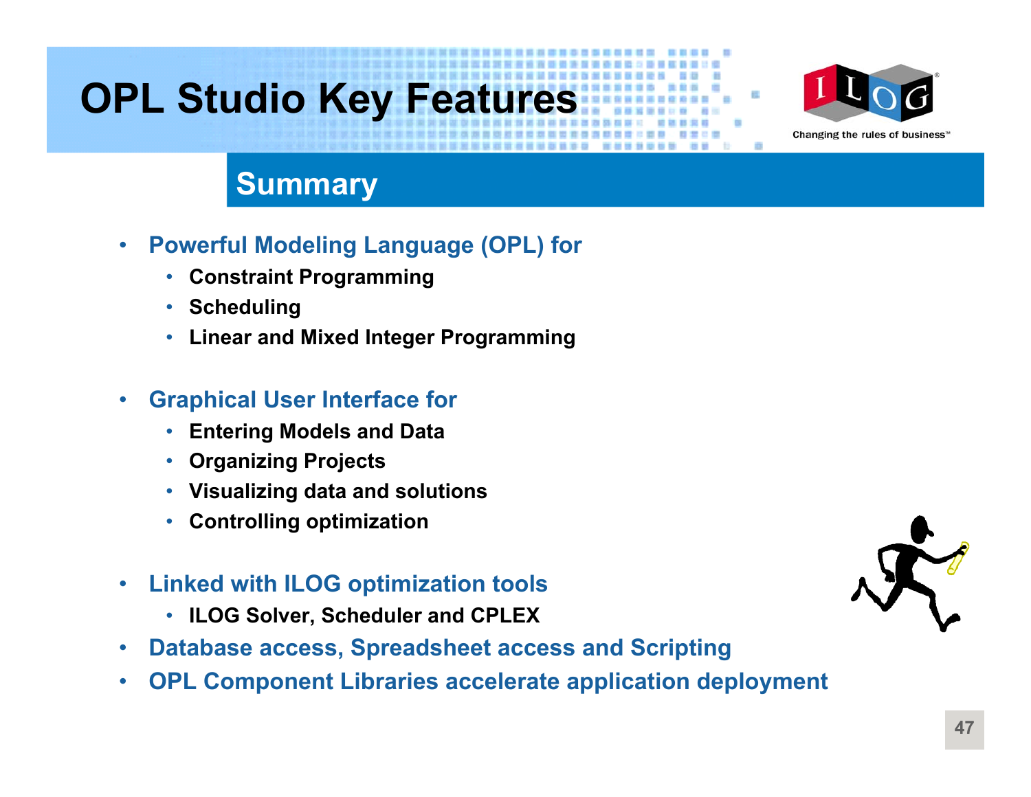# OPL Studio Key Features

## Summary

- **Powerful Modeling Language (OPL) for**
  - **Constraint Programming**
  - **Scheduling**
  - **Linear and Mixed Integer Programming**
- **Graphical User Interface for**
  - **Entering Models and Data**
  - **Organizing Projects**
  - **Visualizing data and solutions**
  - **Controlling optimization**
- **Linked with ILOG optimization tools**
  - **ILOG Solver, Scheduler and CPLEX**
- **Database access, Spreadsheet access and Scripting**
- **OPL Component Libraries accelerate application deployment**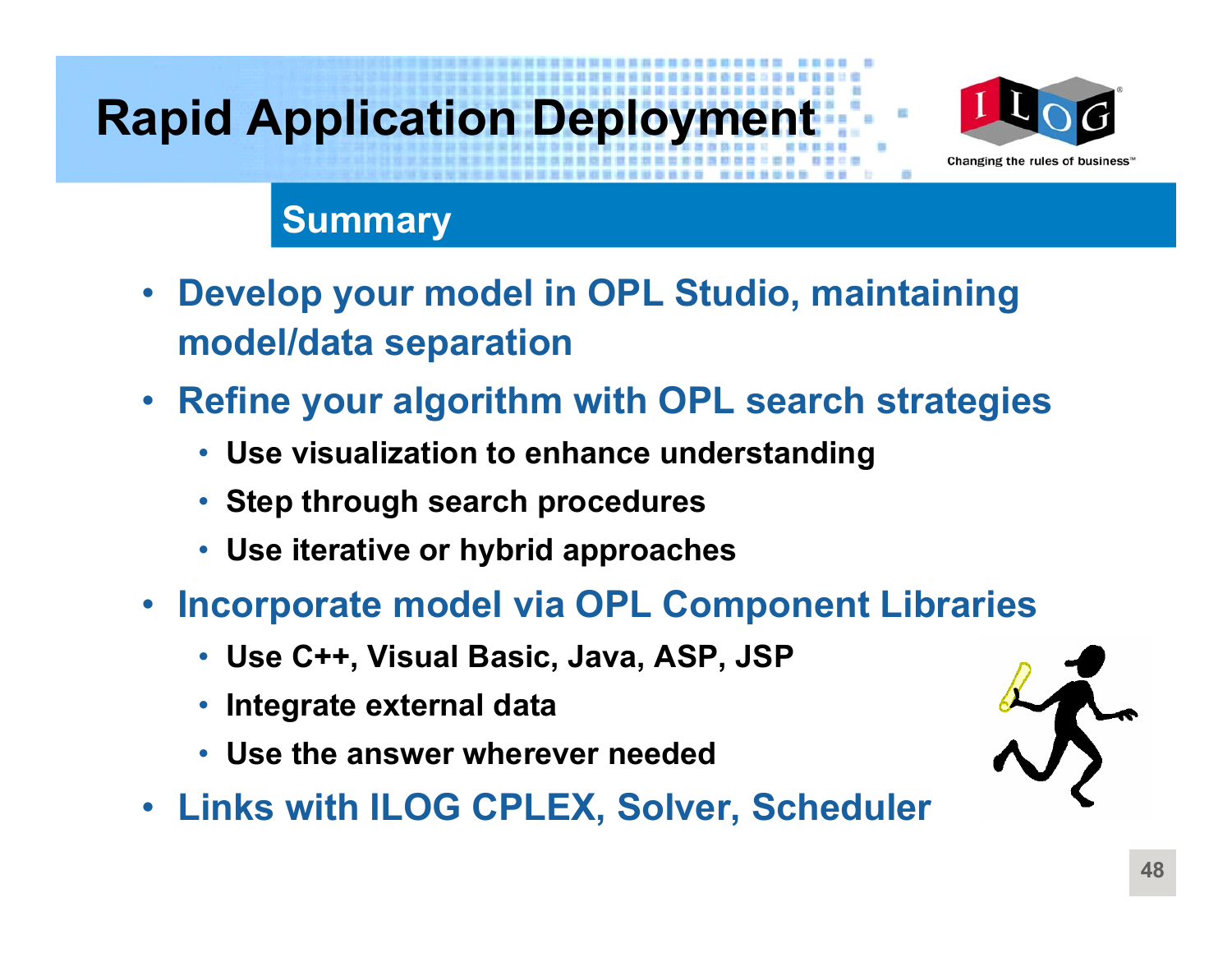# Rapid Application Deployment

## Summary

- **Develop your model in OPL Studio, maintaining model/data separation**
- **Refine your algorithm with OPL search strategies**
  - **Use visualization to enhance understanding**
  - **Step through search procedures**
  - **Use iterative or hybrid approaches**
- **Incorporate model via OPL Component Libraries**
  - **Use C++, Visual Basic, Java, ASP, JSP**
  - **Integrate external data**
  - **Use the answer wherever needed**
- **Links with ILOG CPLEX, Solver, Scheduler**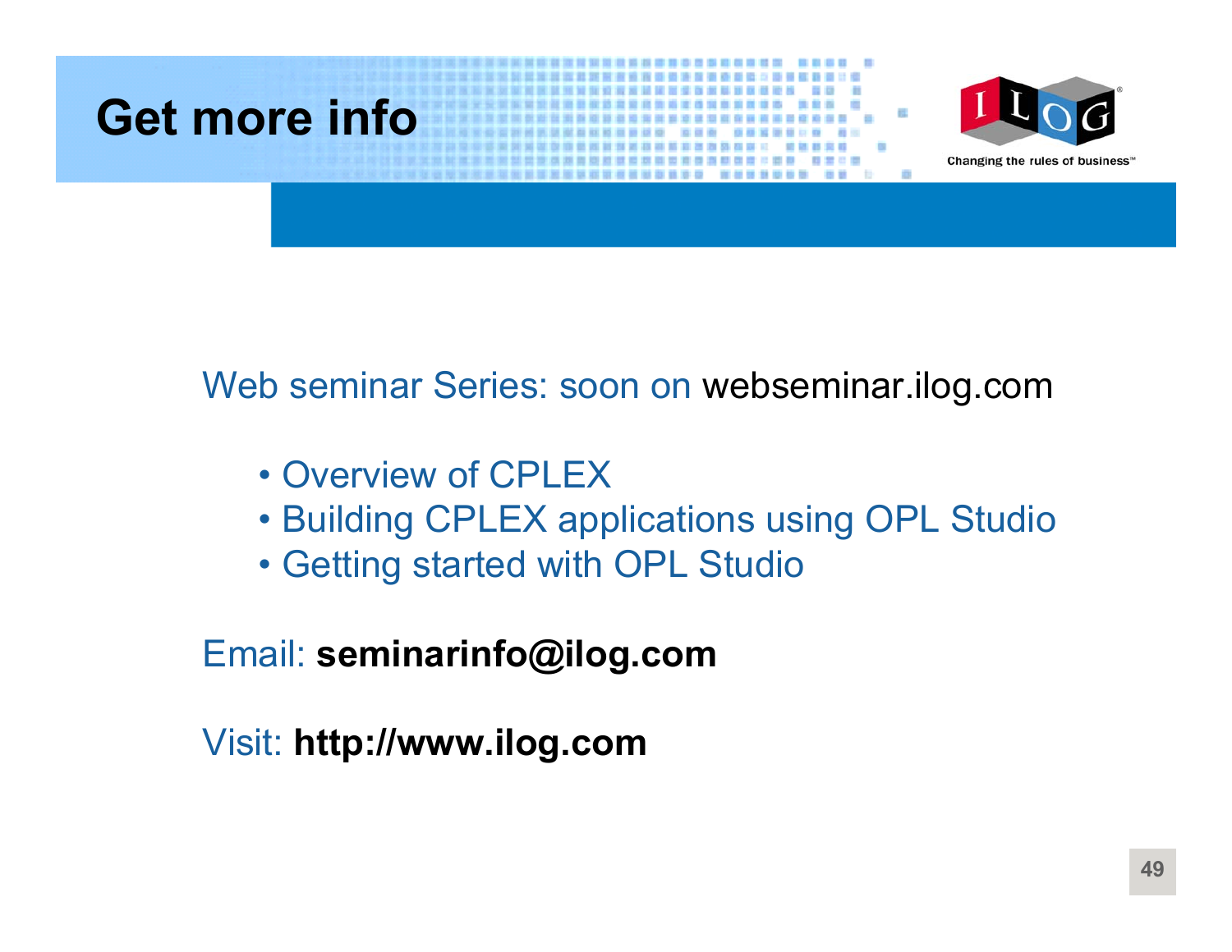# Get more info

Web seminar Series: soon on webseminar.ilog.com

- Overview of CPLEX
- Building CPLEX applications using OPL Studio
- Getting started with OPL Studio

Email: **seminarinfo@ilog.com**

Visit: **http://www.ilog.com**